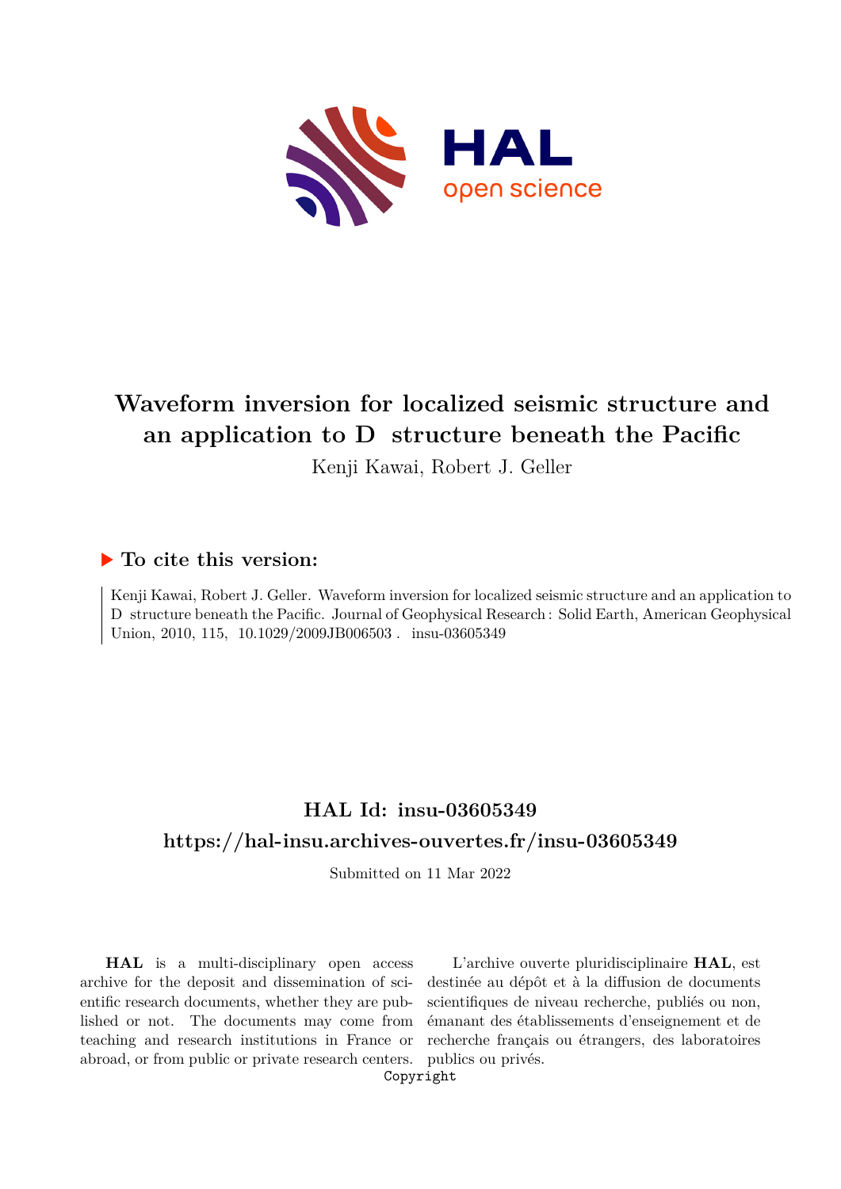# Waveform inversion for localized seismic structure and an application to D structure beneath the Pacific

Kenji Kawai, Robert J. Geller

## ▶ To cite this version:

Kenji Kawai, Robert J. Geller. Waveform inversion for localized seismic structure and an application to D structure beneath the Pacific. Journal of Geophysical Research : Solid Earth, American Geophysical Union, 2010, 115, 10.1029/2009JB006503 . insu-03605349

## HAL Id: insu-03605349

## https://hal-insu.archives-ouvertes.fr/insu-03605349

Submitted on 11 Mar 2022

**HAL** is a multi-disciplinary open access archive for the deposit and dissemination of scientific research documents, whether they are published or not. The documents may come from teaching and research institutions in France or abroad, or from public or private research centers.

L'archive ouverte pluridisciplinaire **HAL**, est destinée au dépôt et à la diffusion de documents scientifiques de niveau recherche, publiés ou non, émanant des établissements d'enseignement et de recherche français ou étrangers, des laboratoires publics ou privés.

Copyright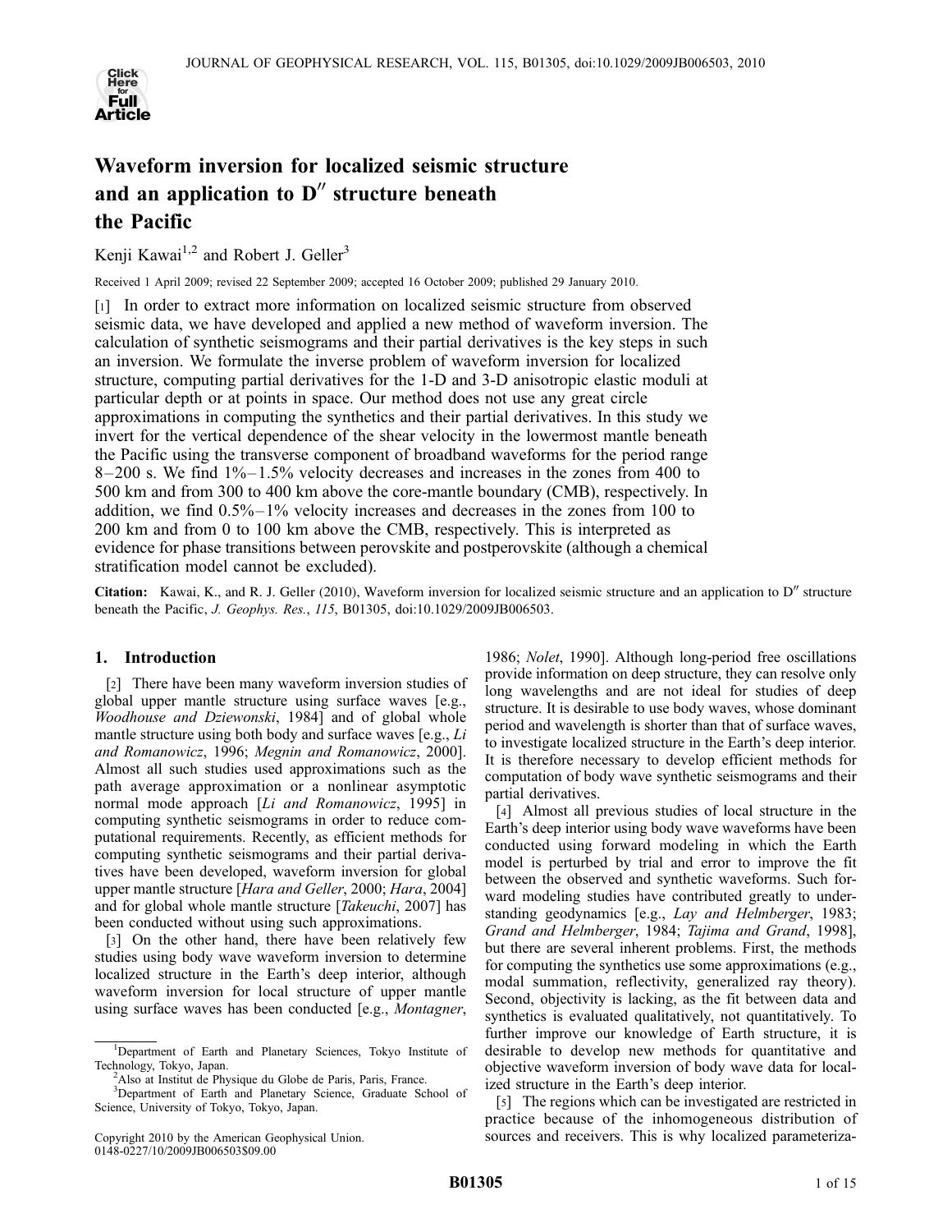# Waveform inversion for localized seismic structure and an application to D″ structure beneath the Pacific

Kenji Kawai[1,2] and Robert J. Geller[3]

Received 1 April 2009; revised 22 September 2009; accepted 16 October 2009; published 29 January 2010.

[1] In order to extract more information on localized seismic structure from observed seismic data, we have developed and applied a new method of waveform inversion. The calculation of synthetic seismograms and their partial derivatives is the key steps in such an inversion. We formulate the inverse problem of waveform inversion for localized structure, computing partial derivatives for the 1-D and 3-D anisotropic elastic moduli at particular depth or at points in space. Our method does not use any great circle approximations in computing the synthetics and their partial derivatives. In this study we invert for the vertical dependence of the shear velocity in the lowermost mantle beneath the Pacific using the transverse component of broadband waveforms for the period range 8–200 s. We find 1%–1.5% velocity decreases and increases in the zones from 400 to 500 km and from 300 to 400 km above the core-mantle boundary (CMB), respectively. In addition, we find 0.5%–1% velocity increases and decreases in the zones from 100 to 200 km and from 0 to 100 km above the CMB, respectively. This is interpreted as evidence for phase transitions between perovskite and postperovskite (although a chemical stratification model cannot be excluded).

**Citation:** Kawai, K., and R. J. Geller (2010), Waveform inversion for localized seismic structure and an application to D″ structure beneath the Pacific, *J. Geophys. Res.*, *115*, B01305, doi:10.1029/2009JB006503.

## 1. Introduction

[2] There have been many waveform inversion studies of global upper mantle structure using surface waves [e.g., *Woodhouse and Dziewonski*, 1984] and of global whole mantle structure using both body and surface waves [e.g., *Li and Romanowicz*, 1996; *Megnin and Romanowicz*, 2000]. Almost all such studies used approximations such as the path average approximation or a nonlinear asymptotic normal mode approach [*Li and Romanowicz*, 1995] in computing synthetic seismograms in order to reduce computational requirements. Recently, as efficient methods for computing synthetic seismograms and their partial derivatives have been developed, waveform inversion for global upper mantle structure [*Hara and Geller*, 2000; *Hara*, 2004] and for global whole mantle structure [*Takeuchi*, 2007] has been conducted without using such approximations.

[3] On the other hand, there have been relatively few studies using body wave waveform inversion to determine localized structure in the Earth's deep interior, although waveform inversion for local structure of upper mantle using surface waves has been conducted [e.g., *Montagner*, 1986; *Nolet*, 1990]. Although long-period free oscillations provide information on deep structure, they can resolve only long wavelengths and are not ideal for studies of deep structure. It is desirable to use body waves, whose dominant period and wavelength is shorter than that of surface waves, to investigate localized structure in the Earth's deep interior. It is therefore necessary to develop efficient methods for computation of body wave synthetic seismograms and their partial derivatives.

[4] Almost all previous studies of local structure in the Earth's deep interior using body wave waveforms have been conducted using forward modeling in which the Earth model is perturbed by trial and error to improve the fit between the observed and synthetic waveforms. Such forward modeling studies have contributed greatly to understanding geodynamics [e.g., *Lay and Helmberger*, 1983; *Grand and Helmberger*, 1984; *Tajima and Grand*, 1998], but there are several inherent problems. First, the methods for computing the synthetics use some approximations (e.g., modal summation, reflectivity, generalized ray theory). Second, objectivity is lacking, as the fit between data and synthetics is evaluated qualitatively, not quantitatively. To further improve our knowledge of Earth structure, it is desirable to develop new methods for quantitative and objective waveform inversion of body wave data for localized structure in the Earth's deep interior.

[5] The regions which can be investigated are restricted in practice because of the inhomogeneous distribution of sources and receivers. This is why localized parameteriza-

---

[1]Department of Earth and Planetary Sciences, Tokyo Institute of Technology, Tokyo, Japan.

[2]Also at Institut de Physique du Globe de Paris, Paris, France.

[3]Department of Earth and Planetary Science, Graduate School of Science, University of Tokyo, Tokyo, Japan.

Copyright 2010 by the American Geophysical Union.
0148-0227/10/2009JB006503$09.00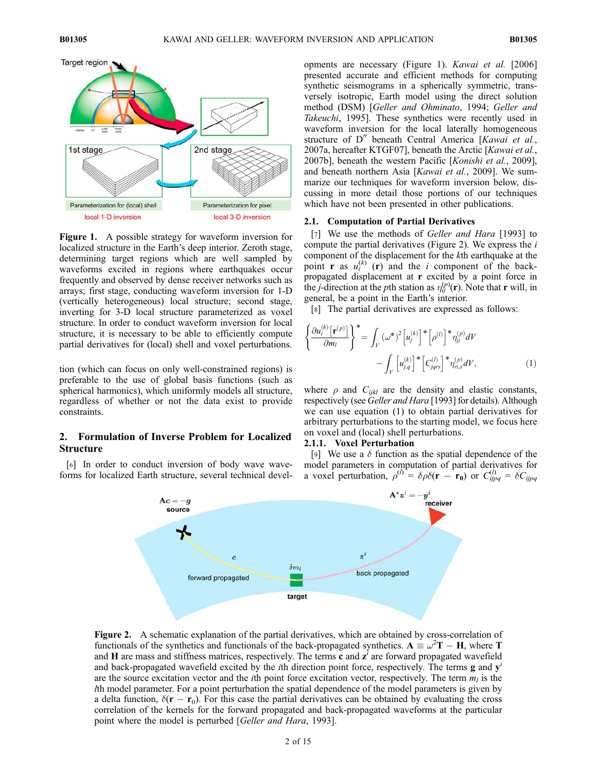**Figure 1.** A possible strategy for waveform inversion for localized structure in the Earth's deep interior. Zeroth stage, determining target regions which are well sampled by waveforms excited in regions where earthquakes occur frequently and observed by dense receiver networks such as arrays; first stage, conducting waveform inversion for 1-D (vertically heterogeneous) local structure; second stage, inverting for 3-D local structure parameterized as voxel structure. In order to conduct waveform inversion for local structure, it is necessary to be able to efficiently compute partial derivatives for (local) shell and voxel perturbations.

tion (which can focus on only well-constrained regions) is preferable to the use of global basis functions (such as spherical harmonics), which uniformly models all structure, regardless of whether or not the data exist to provide constraints.

## 2. Formulation of Inverse Problem for Localized Structure

[6] In order to conduct inversion of body wave waveforms for localized Earth structure, several technical developments are necessary (Figure 1). *Kawai et al.* [2006] presented accurate and efficient methods for computing synthetic seismograms in a spherically symmetric, transversely isotropic, Earth model using the direct solution method (DSM) [*Geller and Ohminato*, 1994; *Geller and Takeuchi*, 1995]. These synthetics were recently used in waveform inversion for the local laterally homogeneous structure of D″ beneath Central America [*Kawai et al.*, 2007a, hereafter KTGF07], beneath the Arctic [*Kawai et al.*, 2007b], beneath the western Pacific [*Konishi et al.*, 2009], and beneath northern Asia [*Kawai et al.*, 2009]. We summarize our techniques for waveform inversion below, discussing in more detail those portions of our techniques which have not been presented in other publications.

### 2.1. Computation of Partial Derivatives

[7] We use the methods of *Geller and Hara* [1993] to compute the partial derivatives (Figure 2). We express the $i$ component of the displacement for the $k$th earthquake at the point $\mathbf{r}$ as $u_i^{(k)}(\mathbf{r})$ and the $i$ component of the back-propagated displacement at $\mathbf{r}$ excited by a point force in the $j$-direction at the $p$th station as $\eta_{ij}^{(p)}(\mathbf{r})$. Note that $\mathbf{r}$ will, in general, be a point in the Earth's interior.

[8] The partial derivatives are expressed as follows:

$$\left\{\frac{\partial u_i^{(k)}[\mathbf{r}^{(p)}]}{\partial m_l}\right\}^* = \int_V (\omega^*)^2 \left[u_j^{(k)}\right]^* \left[\rho^{(l)}\right]^* \eta_{ji}^{(p)} dV - \int_V \left[u_{j,q}^{(k)}\right]^* \left[C_{jqrs}^{(l)}\right]^* \eta_{ri,s}^{(p)} dV, \tag{1}$$

where $\rho$ and $C_{ijkl}$ are the density and elastic constants, respectively (see *Geller and Hara* [1993] for details). Although we can use equation (1) to obtain partial derivatives for arbitrary perturbations to the starting model, we focus here on voxel and (local) shell perturbations.

#### 2.1.1. Voxel Perturbation

[9] We use a $\delta$ function as the spatial dependence of the model parameters in computation of partial derivatives for a voxel perturbation, $\rho^{(l)} = \delta\rho\delta(\mathbf{r} - \mathbf{r_0})$ or $C_{ijpq}^{(l)} = \delta C_{ijpq}$

**Figure 2.** A schematic explanation of the partial derivatives, which are obtained by cross-correlation of functionals of the synthetics and functionals of the back-propagated synthetics. $\mathbf{A} \equiv \omega^2\mathbf{T} - \mathbf{H}$, where $\mathbf{T}$ and $\mathbf{H}$ are mass and stiffness matrices, respectively. The terms $\mathbf{c}$ and $\mathbf{z}^i$ are forward propagated wavefield and back-propagated wavefield excited by the $i$th direction point force, respectively. The terms $\mathbf{g}$ and $\mathbf{y}^i$ are the source excitation vector and the $i$th point force excitation vector, respectively. The term $m_l$ is the $l$th model parameter. For a point perturbation the spatial dependence of the model parameters is given by a delta function, $\delta(\mathbf{r} - \mathbf{r}_0)$. For this case the partial derivatives can be obtained by evaluating the cross correlation of the kernels for the forward propagated and back-propagated waveforms at the particular point where the model is perturbed [*Geller and Hara*, 1993].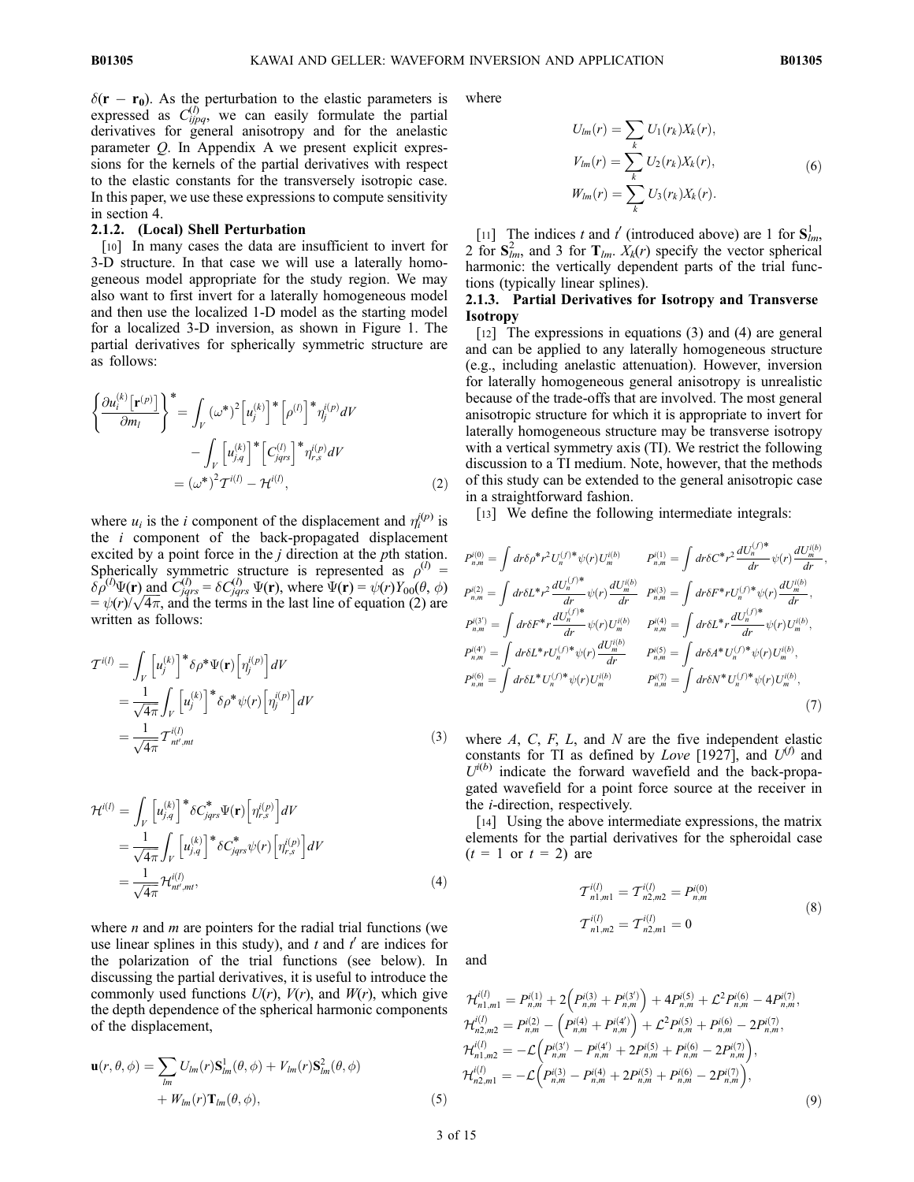$\delta(\mathbf{r} - \mathbf{r_0})$. As the perturbation to the elastic parameters is expressed as $C^{(l)}_{ijpq}$, we can easily formulate the partial derivatives for general anisotropy and for the anelastic parameter $Q$. In Appendix A we present explicit expressions for the kernels of the partial derivatives with respect to the elastic constants for the transversely isotropic case. In this paper, we use these expressions to compute sensitivity in section 4.

#### 2.1.2. (Local) Shell Perturbation

[10] In many cases the data are insufficient to invert for 3-D structure. In that case we will use a laterally homogeneous model appropriate for the study region. We may also want to first invert for a laterally homogeneous model and then use the localized 1-D model as the starting model for a localized 3-D inversion, as shown in Figure 1. The partial derivatives for spherically symmetric structure are as follows:

$$\left\{\frac{\partial u_i^{(k)}\left[\mathbf{r}^{(p)}\right]}{\partial m_l}\right\}^* = \int_V (\omega^*)^2 \left[u_j^{(k)}\right]^* \left[\rho^{(l)}\right]^* \eta_j^{i(p)} dV - \int_V \left[u_{j,q}^{(k)}\right]^* \left[C_{jqrs}^{(l)}\right]^* \eta_{r,s}^{i(p)} dV = (\omega^*)^2 \mathcal{T}^{i(l)} - \mathcal{H}^{i(l)}, \tag{2}$$

where $u_i$ is the $i$ component of the displacement and $\eta_i^{j(p)}$ is the $i$ component of the back-propagated displacement excited by a point force in the $j$ direction at the $p$th station. Spherically symmetric structure is represented as $\rho^{(l)} = \delta\rho^{(l)}\Psi(\mathbf{r})$ and $C^{(l)}_{jqrs} = \delta C^{(l)}_{jqrs}\,\Psi(\mathbf{r})$, where $\Psi(\mathbf{r}) = \psi(r)Y_{00}(\theta,\phi) = \psi(r)/\sqrt{4\pi}$, and the terms in the last line of equation (2) are written as follows:

$$\mathcal{T}^{i(l)} = \int_V \left[u_j^{(k)}\right]^* \delta\rho^* \Psi(\mathbf{r}) \left[\eta_j^{i(p)}\right] dV = \frac{1}{\sqrt{4\pi}} \int_V \left[u_j^{(k)}\right]^* \delta\rho^* \psi(r) \left[\eta_j^{i(p)}\right] dV = \frac{1}{\sqrt{4\pi}} \mathcal{T}^{i(l)}_{nt',mt} \tag{3}$$

$$\mathcal{H}^{i(l)} = \int_V \left[u_{j,q}^{(k)}\right]^* \delta C^*_{jqrs} \Psi(\mathbf{r}) \left[\eta_{r,s}^{i(p)}\right] dV = \frac{1}{\sqrt{4\pi}} \int_V \left[u_{j,q}^{(k)}\right]^* \delta C^*_{jqrs} \psi(r) \left[\eta_{r,s}^{i(p)}\right] dV = \frac{1}{\sqrt{4\pi}} \mathcal{H}^{i(l)}_{nt',mt}, \tag{4}$$

where $n$ and $m$ are pointers for the radial trial functions (we use linear splines in this study), and $t$ and $t'$ are indices for the polarization of the trial functions (see below). In discussing the partial derivatives, it is useful to introduce the commonly used functions $U(r)$, $V(r)$, and $W(r)$, which give the depth dependence of the spherical harmonic components of the displacement,

$$\mathbf{u}(r,\theta,\phi) = \sum_{lm} U_{lm}(r)\mathbf{S}^1_{lm}(\theta,\phi) + V_{lm}(r)\mathbf{S}^2_{lm}(\theta,\phi) + W_{lm}(r)\mathbf{T}_{lm}(\theta,\phi), \tag{5}$$

where

$$U_{lm}(r) = \sum_k U_1(r_k)X_k(r), \quad V_{lm}(r) = \sum_k U_2(r_k)X_k(r), \quad W_{lm}(r) = \sum_k U_3(r_k)X_k(r). \tag{6}$$

[11] The indices $t$ and $t'$ (introduced above) are 1 for $\mathbf{S}^1_{lm}$, 2 for $\mathbf{S}^2_{lm}$, and 3 for $\mathbf{T}_{lm}$. $X_k(r)$ specify the vector spherical harmonic: the vertically dependent parts of the trial functions (typically linear splines).

#### 2.1.3. Partial Derivatives for Isotropy and Transverse Isotropy

[12] The expressions in equations (3) and (4) are general and can be applied to any laterally homogeneous structure (e.g., including anelastic attenuation). However, inversion for laterally homogeneous general anisotropy is unrealistic because of the trade-offs that are involved. The most general anisotropic structure for which it is appropriate to invert for laterally homogeneous structure may be transverse isotropy with a vertical symmetry axis (TI). We restrict the following discussion to a TI medium. Note, however, that the methods of this study can be extended to the general anisotropic case in a straightforward fashion.

[13] We define the following intermediate integrals:

$$
\begin{aligned}
P^{i(0)}_{n,m} &= \int dr\delta\rho^* r^2 U_n^{(f)*}\psi(r)U_m^{i(b)} & P^{i(1)}_{n,m} &= \int dr\delta C^* r^2 \frac{dU_n^{(f)*}}{dr}\psi(r)\frac{dU_m^{i(b)}}{dr}, \\
P^{i(2)}_{n,m} &= \int dr\delta L^* r^2 \frac{dU_n^{(f)*}}{dr}\psi(r)\frac{dU_m^{i(b)}}{dr} & P^{i(3)}_{n,m} &= \int dr\delta F^* r U_n^{(f)*}\psi(r)\frac{dU_m^{i(b)}}{dr}, \\
P^{i(3')}_{n,m} &= \int dr\delta F^* r \frac{dU_n^{(f)*}}{dr}\psi(r)U_m^{i(b)} & P^{i(4)}_{n,m} &= \int dr\delta L^* r \frac{dU_n^{(f)*}}{dr}\psi(r)U_m^{i(b)}, \\
P^{i(4')}_{n,m} &= \int dr\delta L^* r U_n^{(f)*}\psi(r)\frac{dU_m^{i(b)}}{dr} & P^{i(5)}_{n,m} &= \int dr\delta A^* U_n^{(f)*}\psi(r)U_m^{i(b)}, \\
P^{i(6)}_{n,m} &= \int dr\delta L^* U_n^{(f)*}\psi(r)U_m^{i(b)} & P^{i(7)}_{n,m} &= \int dr\delta N^* U_n^{(f)*}\psi(r)U_m^{i(b)},
\end{aligned} \tag{7}
$$

where $A$, $C$, $F$, $L$, and $N$ are the five independent elastic constants for TI as defined by *Love* [1927], and $U^{(f)}$ and $U^{i(b)}$ indicate the forward wavefield and the back-propagated wavefield for a point force source at the receiver in the $i$-direction, respectively.

[14] Using the above intermediate expressions, the matrix elements for the partial derivatives for the spheroidal case ($t = 1$ or $t = 2$) are

$$\mathcal{T}^{i(l)}_{n1,m1} = \mathcal{T}^{i(l)}_{n2,m2} = P^{i(0)}_{n,m}, \qquad \mathcal{T}^{i(l)}_{n1,m2} = \mathcal{T}^{i(l)}_{n2,m1} = 0 \tag{8}$$

and

$$
\begin{aligned}
\mathcal{H}^{i(l)}_{n1,m1} &= P^{i(1)}_{n,m} + 2\left(P^{i(3)}_{n,m} + P^{i(3')}_{n,m}\right) + 4P^{i(5)}_{n,m} + \mathcal{L}^2 P^{i(6)}_{n,m} - 4P^{i(7)}_{n,m}, \\
\mathcal{H}^{i(l)}_{n2,m2} &= P^{i(2)}_{n,m} - \left(P^{i(4)}_{n,m} + P^{i(4')}_{n,m}\right) + \mathcal{L}^2 P^{i(5)}_{n,m} + P^{i(6)}_{n,m} - 2P^{i(7)}_{n,m}, \\
\mathcal{H}^{i(l)}_{n1,m2} &= -\mathcal{L}\left(P^{i(3')}_{n,m} - P^{i(4')}_{n,m} + 2P^{i(5)}_{n,m} + P^{i(6)}_{n,m} - 2P^{i(7)}_{n,m}\right), \\
\mathcal{H}^{i(l)}_{n2,m1} &= -\mathcal{L}\left(P^{i(3)}_{n,m} - P^{i(4)}_{n,m} + 2P^{i(5)}_{n,m} + P^{i(6)}_{n,m} - 2P^{i(7)}_{n,m}\right),
\end{aligned} \tag{9}
$$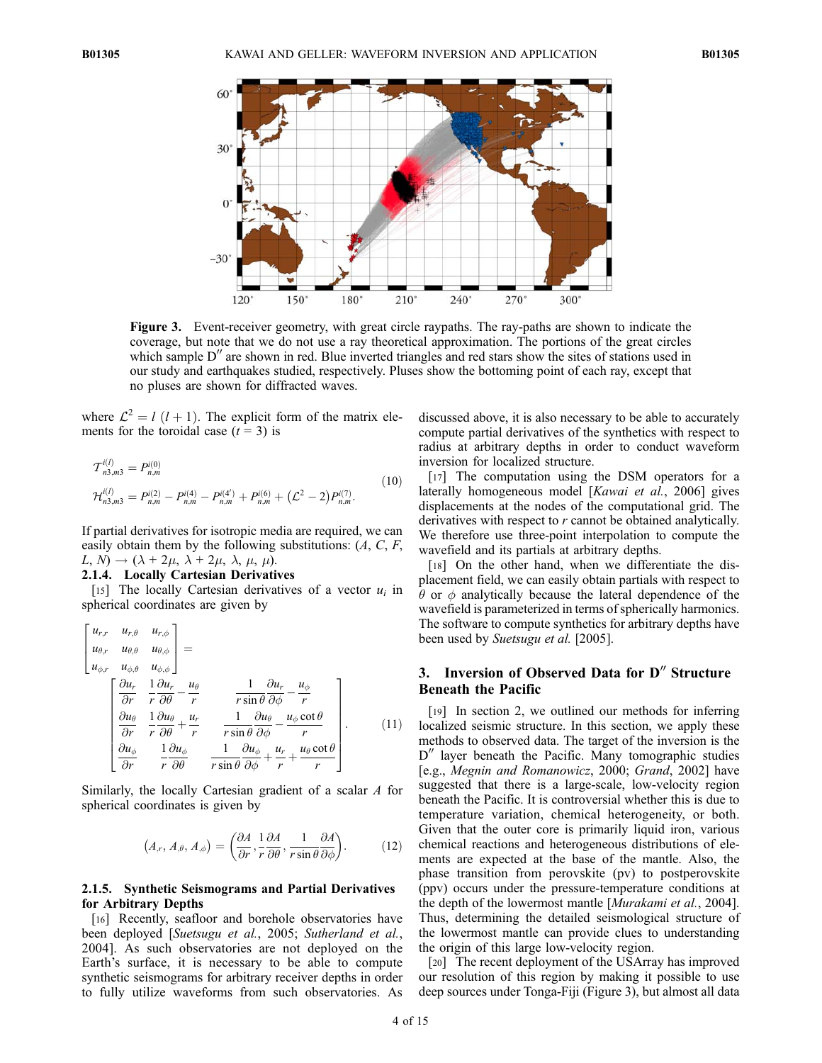**Figure 3.** Event-receiver geometry, with great circle raypaths. The ray-paths are shown to indicate the coverage, but note that we do not use a ray theoretical approximation. The portions of the great circles which sample D″ are shown in red. Blue inverted triangles and red stars show the sites of stations used in our study and earthquakes studied, respectively. Pluses show the bottoming point of each ray, except that no pluses are shown for diffracted waves.

where $\mathcal{L}^2 = l\,(l+1)$. The explicit form of the matrix elements for the toroidal case ($t = 3$) is

$$\begin{aligned} \mathcal{T}^{i(l)}_{n3,m3} &= P^{i(0)}_{n,m} \\ \mathcal{H}^{i(l)}_{n3,m3} &= P^{i(2)}_{n,m} - P^{i(4)}_{n,m} - P^{i(4')}_{n,m} + P^{i(6)}_{n,m} + \left(\mathcal{L}^2 - 2\right)P^{i(7)}_{n,m}. \end{aligned} \tag{10}$$

If partial derivatives for isotropic media are required, we can easily obtain them by the following substitutions: ($A$, $C$, $F$, $L$, $N$) → ($\lambda + 2\mu$, $\lambda + 2\mu$, $\lambda$, $\mu$, $\mu$).

### 2.1.4. Locally Cartesian Derivatives

[15] The locally Cartesian derivatives of a vector $u_i$ in spherical coordinates are given by

$$\begin{bmatrix} u_{r,r} & u_{r,\theta} & u_{r,\phi} \\ u_{\theta,r} & u_{\theta,\theta} & u_{\theta,\phi} \\ u_{\phi,r} & u_{\phi,\theta} & u_{\phi,\phi} \end{bmatrix} = \begin{bmatrix} \dfrac{\partial u_r}{\partial r} & \dfrac{1}{r}\dfrac{\partial u_r}{\partial \theta} - \dfrac{u_\theta}{r} & \dfrac{1}{r\sin\theta}\dfrac{\partial u_r}{\partial \phi} - \dfrac{u_\phi}{r} \\ \dfrac{\partial u_\theta}{\partial r} & \dfrac{1}{r}\dfrac{\partial u_\theta}{\partial \theta} + \dfrac{u_r}{r} & \dfrac{1}{r\sin\theta}\dfrac{\partial u_\theta}{\partial \phi} - \dfrac{u_\phi \cot\theta}{r} \\ \dfrac{\partial u_\phi}{\partial r} & \dfrac{1}{r}\dfrac{\partial u_\phi}{\partial \theta} & \dfrac{1}{r\sin\theta}\dfrac{\partial u_\phi}{\partial \phi} + \dfrac{u_r}{r} + \dfrac{u_\theta \cot\theta}{r} \end{bmatrix}. \tag{11}$$

Similarly, the locally Cartesian gradient of a scalar $A$ for spherical coordinates is given by

$$\left(A_{,r}, A_{,\theta}, A_{,\phi}\right) = \left(\frac{\partial A}{\partial r}, \frac{1}{r}\frac{\partial A}{\partial \theta}, \frac{1}{r\sin\theta}\frac{\partial A}{\partial \phi}\right). \tag{12}$$

### 2.1.5. Synthetic Seismograms and Partial Derivatives for Arbitrary Depths

[16] Recently, seafloor and borehole observatories have been deployed [*Suetsugu et al.*, 2005; *Sutherland et al.*, 2004]. As such observatories are not deployed on the Earth's surface, it is necessary to be able to compute synthetic seismograms for arbitrary receiver depths in order to fully utilize waveforms from such observatories. As discussed above, it is also necessary to be able to accurately compute partial derivatives of the synthetics with respect to radius at arbitrary depths in order to conduct waveform inversion for localized structure.

[17] The computation using the DSM operators for a laterally homogeneous model [*Kawai et al.*, 2006] gives displacements at the nodes of the computational grid. The derivatives with respect to $r$ cannot be obtained analytically. We therefore use three-point interpolation to compute the wavefield and its partials at arbitrary depths.

[18] On the other hand, when we differentiate the displacement field, we can easily obtain partials with respect to $\theta$ or $\phi$ analytically because the lateral dependence of the wavefield is parameterized in terms of spherically harmonics. The software to compute synthetics for arbitrary depths have been used by *Suetsugu et al.* [2005].

## 3. Inversion of Observed Data for D″ Structure Beneath the Pacific

[19] In section 2, we outlined our methods for inferring localized seismic structure. In this section, we apply these methods to observed data. The target of the inversion is the D″ layer beneath the Pacific. Many tomographic studies [e.g., *Megnin and Romanowicz*, 2000; *Grand*, 2002] have suggested that there is a large-scale, low-velocity region beneath the Pacific. It is controversial whether this is due to temperature variation, chemical heterogeneity, or both. Given that the outer core is primarily liquid iron, various chemical reactions and heterogeneous distributions of elements are expected at the base of the mantle. Also, the phase transition from perovskite (pv) to postperovskite (ppv) occurs under the pressure-temperature conditions at the depth of the lowermost mantle [*Murakami et al.*, 2004]. Thus, determining the detailed seismological structure of the lowermost mantle can provide clues to understanding the origin of this large low-velocity region.

[20] The recent deployment of the USArray has improved our resolution of this region by making it possible to use deep sources under Tonga-Fiji (Figure 3), but almost all data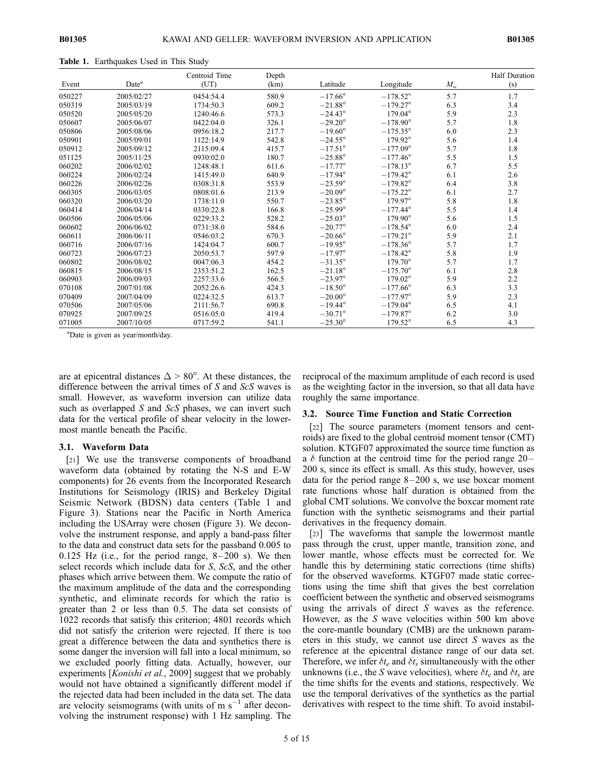**Table 1.** Earthquakes Used in This Study

| Event | Date[a] | Centroid Time (UT) | Depth (km) | Latitude | Longitude | $M_w$ | Half Duration (s) |
|---|---|---|---|---|---|---|---|
| 050227 | 2005/02/27 | 0454:54.4 | 580.9 | −17.66° | −178.52° | 5.7 | 1.7 |
| 050319 | 2005/03/19 | 1734:50.3 | 609.2 | −21.88° | −179.27° | 6.3 | 3.4 |
| 050520 | 2005/05/20 | 1240:46.6 | 573.3 | −24.43° | 179.04° | 5.9 | 2.3 |
| 050607 | 2005/06/07 | 0422:04.0 | 326.1 | −29.20° | −178.90° | 5.7 | 1.8 |
| 050806 | 2005/08/06 | 0956:18.2 | 217.7 | −19.60° | −175.35° | 6.0 | 2.3 |
| 050901 | 2005/09/01 | 1122:14.9 | 542.8 | −24.55° | 179.92° | 5.6 | 1.4 |
| 050912 | 2005/09/12 | 2115:09.4 | 415.7 | −17.51° | −177.09° | 5.7 | 1.8 |
| 051125 | 2005/11/25 | 0930:02.0 | 180.7 | −25.88° | −177.46° | 5.5 | 1.5 |
| 060202 | 2006/02/02 | 1248:48.1 | 611.6 | −17.77° | −178.13° | 6.7 | 5.5 |
| 060224 | 2006/02/24 | 1415:49.0 | 640.9 | −17.94° | −179.42° | 6.1 | 2.6 |
| 060226 | 2006/02/26 | 0308:31.8 | 553.9 | −23.59° | −179.82° | 6.4 | 3.8 |
| 060305 | 2006/03/05 | 0808:01.6 | 213.9 | −20.09° | −175.22° | 6.1 | 2.7 |
| 060320 | 2006/03/20 | 1738:11.0 | 550.7 | −23.85° | 179.97° | 5.8 | 1.8 |
| 060414 | 2006/04/14 | 0330:22.8 | 166.8 | −25.99° | −177.44° | 5.5 | 1.4 |
| 060506 | 2006/05/06 | 0229:33.2 | 528.2 | −25.03° | 179.90° | 5.6 | 1.5 |
| 060602 | 2006/06/02 | 0731:38.0 | 584.6 | −20.77° | −178.54° | 6.0 | 2.4 |
| 060611 | 2006/06/11 | 0546:03.2 | 670.3 | −20.66° | −179.21° | 5.9 | 2.1 |
| 060716 | 2006/07/16 | 1424:04.7 | 600.7 | −19.95° | −178.36° | 5.7 | 1.7 |
| 060723 | 2006/07/23 | 2050:53.7 | 597.9 | −17.97° | −178.42° | 5.8 | 1.9 |
| 060802 | 2006/08/02 | 0047:06.3 | 454.2 | −31.35° | 179.70° | 5.7 | 1.7 |
| 060815 | 2006/08/15 | 2353:51.2 | 162.5 | −21.18° | −175.70° | 6.1 | 2.8 |
| 060903 | 2006/09/03 | 2257:33.6 | 566.5 | −23.97° | 179.02° | 5.9 | 2.2 |
| 070108 | 2007/01/08 | 2052:26.6 | 424.3 | −18.50° | −177.66° | 6.3 | 3.3 |
| 070409 | 2007/04/09 | 0224:32.5 | 613.7 | −20.00° | −177.97° | 5.9 | 2.3 |
| 070506 | 2007/05/06 | 2111:56.7 | 690.8 | −19.44° | −179.04° | 6.5 | 4.1 |
| 070925 | 2007/09/25 | 0516:05.0 | 419.4 | −30.71° | −179.87° | 6.2 | 3.0 |
| 071005 | 2007/10/05 | 0717:59.2 | 541.1 | −25.30° | 179.52° | 6.5 | 4.3 |

[a]Date is given as year/month/day.

are at epicentral distances $\Delta > 80°$. At these distances, the difference between the arrival times of *S* and *ScS* waves is small. However, as waveform inversion can utilize data such as overlapped *S* and *ScS* phases, we can invert such data for the vertical profile of shear velocity in the lowermost mantle beneath the Pacific.

### 3.1. Waveform Data

[21] We use the transverse components of broadband waveform data (obtained by rotating the N-S and E-W components) for 26 events from the Incorporated Research Institutions for Seismology (IRIS) and Berkeley Digital Seismic Network (BDSN) data centers (Table 1 and Figure 3). Stations near the Pacific in North America including the USArray were chosen (Figure 3). We deconvolve the instrument response, and apply a band-pass filter to the data and construct data sets for the passband 0.005 to 0.125 Hz (i.e., for the period range, 8–200 s). We then select records which include data for *S*, *ScS*, and the other phases which arrive between them. We compute the ratio of the maximum amplitude of the data and the corresponding synthetic, and eliminate records for which the ratio is greater than 2 or less than 0.5. The data set consists of 1022 records that satisfy this criterion; 4801 records which did not satisfy the criterion were rejected. If there is too great a difference between the data and synthetics there is some danger the inversion will fall into a local minimum, so we excluded poorly fitting data. Actually, however, our experiments [*Konishi et al.*, 2009] suggest that we probably would not have obtained a significantly different model if the rejected data had been included in the data set. The data are velocity seismograms (with units of m s$^{-1}$ after deconvolving the instrument response) with 1 Hz sampling. The reciprocal of the maximum amplitude of each record is used as the weighting factor in the inversion, so that all data have roughly the same importance.

### 3.2. Source Time Function and Static Correction

[22] The source parameters (moment tensors and centroids) are fixed to the global centroid moment tensor (CMT) solution. KTGF07 approximated the source time function as a $\delta$ function at the centroid time for the period range 20–200 s, since its effect is small. As this study, however, uses data for the period range 8–200 s, we use boxcar moment rate functions whose half duration is obtained from the global CMT solutions. We convolve the boxcar moment rate function with the synthetic seismograms and their partial derivatives in the frequency domain.

[23] The waveforms that sample the lowermost mantle pass through the crust, upper mantle, transition zone, and lower mantle, whose effects must be corrected for. We handle this by determining static corrections (time shifts) for the observed waveforms. KTGF07 made static corrections using the time shift that gives the best correlation coefficient between the synthetic and observed seismograms using the arrivals of direct *S* waves as the reference. However, as the *S* wave velocities within 500 km above the core-mantle boundary (CMB) are the unknown parameters in this study, we cannot use direct *S* waves as the reference at the epicentral distance range of our data set. Therefore, we infer $\delta t_e$ and $\delta t_s$ simultaneously with the other unknowns (i.e., the *S* wave velocities), where $\delta t_e$ and $\delta t_s$ are the time shifts for the events and stations, respectively. We use the temporal derivatives of the synthetics as the partial derivatives with respect to the time shift. To avoid instabil-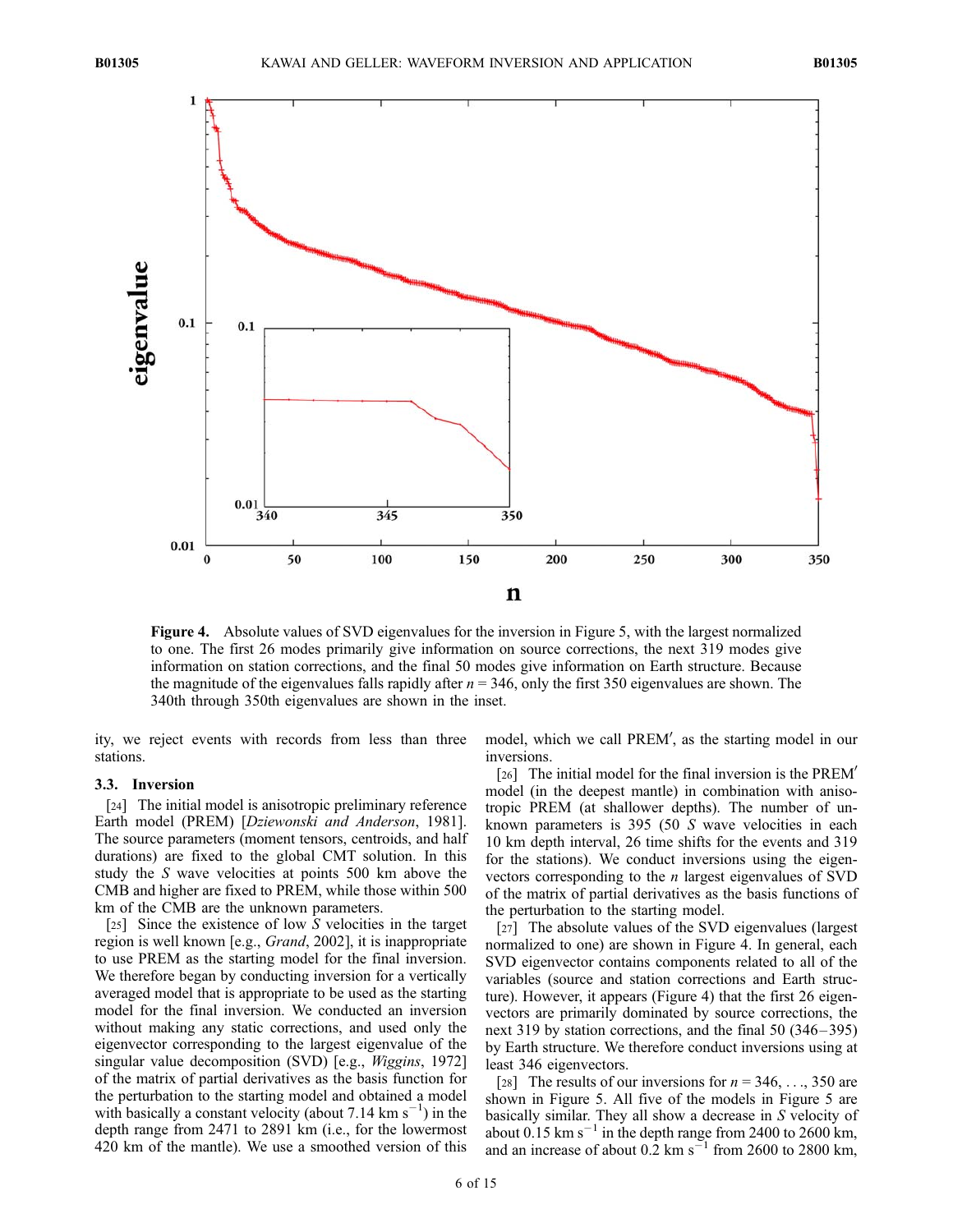**Figure 4.** Absolute values of SVD eigenvalues for the inversion in Figure 5, with the largest normalized to one. The first 26 modes primarily give information on source corrections, the next 319 modes give information on station corrections, and the final 50 modes give information on Earth structure. Because the magnitude of the eigenvalues falls rapidly after $n = 346$, only the first 350 eigenvalues are shown. The 340th through 350th eigenvalues are shown in the inset.

ity, we reject events with records from less than three stations.

### 3.3. Inversion

[24] The initial model is anisotropic preliminary reference Earth model (PREM) [*Dziewonski and Anderson*, 1981]. The source parameters (moment tensors, centroids, and half durations) are fixed to the global CMT solution. In this study the $S$ wave velocities at points 500 km above the CMB and higher are fixed to PREM, while those within 500 km of the CMB are the unknown parameters.

[25] Since the existence of low $S$ velocities in the target region is well known [e.g., *Grand*, 2002], it is inappropriate to use PREM as the starting model for the final inversion. We therefore began by conducting inversion for a vertically averaged model that is appropriate to be used as the starting model for the final inversion. We conducted an inversion without making any static corrections, and used only the eigenvector corresponding to the largest eigenvalue of the singular value decomposition (SVD) [e.g., *Wiggins*, 1972] of the matrix of partial derivatives as the basis function for the perturbation to the starting model and obtained a model with basically a constant velocity (about 7.14 km s$^{-1}$) in the depth range from 2471 to 2891 km (i.e., for the lowermost 420 km of the mantle). We use a smoothed version of this model, which we call PREM′, as the starting model in our inversions.

[26] The initial model for the final inversion is the PREM′ model (in the deepest mantle) in combination with anisotropic PREM (at shallower depths). The number of unknown parameters is 395 (50 $S$ wave velocities in each 10 km depth interval, 26 time shifts for the events and 319 for the stations). We conduct inversions using the eigenvectors corresponding to the $n$ largest eigenvalues of SVD of the matrix of partial derivatives as the basis functions of the perturbation to the starting model.

[27] The absolute values of the SVD eigenvalues (largest normalized to one) are shown in Figure 4. In general, each SVD eigenvector contains components related to all of the variables (source and station corrections and Earth structure). However, it appears (Figure 4) that the first 26 eigenvectors are primarily dominated by source corrections, the next 319 by station corrections, and the final 50 (346–395) by Earth structure. We therefore conduct inversions using at least 346 eigenvectors.

[28] The results of our inversions for $n = 346, \ldots, 350$ are shown in Figure 5. All five of the models in Figure 5 are basically similar. They all show a decrease in $S$ velocity of about 0.15 km s$^{-1}$ in the depth range from 2400 to 2600 km, and an increase of about 0.2 km s$^{-1}$ from 2600 to 2800 km,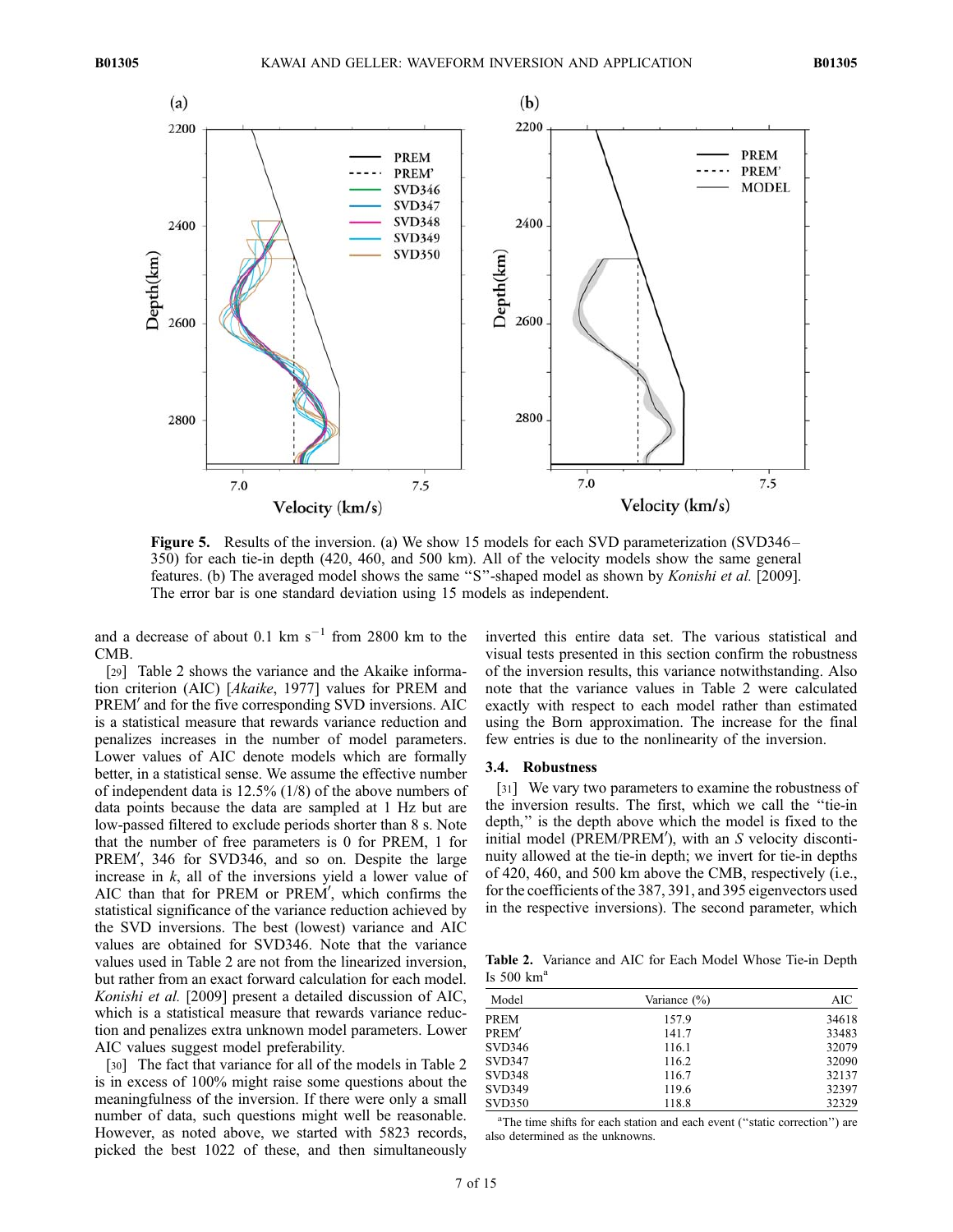**Figure 5.** Results of the inversion. (a) We show 15 models for each SVD parameterization (SVD346–350) for each tie-in depth (420, 460, and 500 km). All of the velocity models show the same general features. (b) The averaged model shows the same "S"-shaped model as shown by *Konishi et al.* [2009]. The error bar is one standard deviation using 15 models as independent.

and a decrease of about 0.1 km s$^{-1}$ from 2800 km to the CMB.

[29] Table 2 shows the variance and the Akaike information criterion (AIC) [*Akaike*, 1977] values for PREM and PREM′ and for the five corresponding SVD inversions. AIC is a statistical measure that rewards variance reduction and penalizes increases in the number of model parameters. Lower values of AIC denote models which are formally better, in a statistical sense. We assume the effective number of independent data is 12.5% (1/8) of the above numbers of data points because the data are sampled at 1 Hz but are low-passed filtered to exclude periods shorter than 8 s. Note that the number of free parameters is 0 for PREM, 1 for PREM′, 346 for SVD346, and so on. Despite the large increase in $k$, all of the inversions yield a lower value of AIC than that for PREM or PREM′, which confirms the statistical significance of the variance reduction achieved by the SVD inversions. The best (lowest) variance and AIC values are obtained for SVD346. Note that the variance values used in Table 2 are not from the linearized inversion, but rather from an exact forward calculation for each model. *Konishi et al.* [2009] present a detailed discussion of AIC, which is a statistical measure that rewards variance reduction and penalizes extra unknown model parameters. Lower AIC values suggest model preferability.

[30] The fact that variance for all of the models in Table 2 is in excess of 100% might raise some questions about the meaningfulness of the inversion. If there were only a small number of data, such questions might well be reasonable. However, as noted above, we started with 5823 records, picked the best 1022 of these, and then simultaneously inverted this entire data set. The various statistical and visual tests presented in this section confirm the robustness of the inversion results, this variance notwithstanding. Also note that the variance values in Table 2 were calculated exactly with respect to each model rather than estimated using the Born approximation. The increase for the final few entries is due to the nonlinearity of the inversion.

### 3.4. Robustness

[31] We vary two parameters to examine the robustness of the inversion results. The first, which we call the "tie-in depth," is the depth above which the model is fixed to the initial model (PREM/PREM′), with an $S$ velocity discontinuity allowed at the tie-in depth; we invert for tie-in depths of 420, 460, and 500 km above the CMB, respectively (i.e., for the coefficients of the 387, 391, and 395 eigenvectors used in the respective inversions). The second parameter, which

**Table 2.** Variance and AIC for Each Model Whose Tie-in Depth Is 500 km[a]

| Model | Variance (%) | AIC |
|---|---|---|
| PREM | 157.9 | 34618 |
| PREM′ | 141.7 | 33483 |
| SVD346 | 116.1 | 32079 |
| SVD347 | 116.2 | 32090 |
| SVD348 | 116.7 | 32137 |
| SVD349 | 119.6 | 32397 |
| SVD350 | 118.8 | 32329 |

[a]The time shifts for each station and each event ("static correction") are also determined as the unknowns.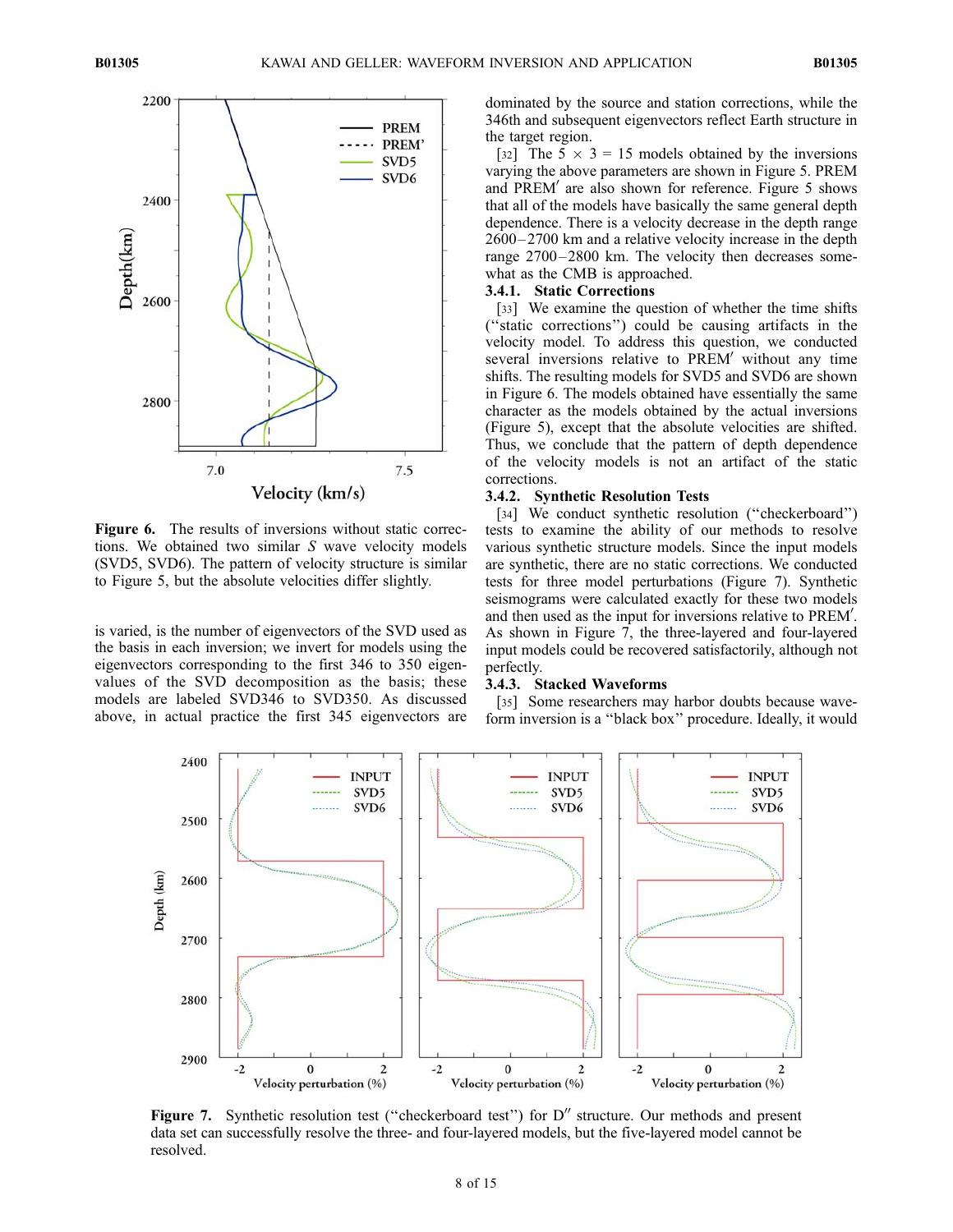Figure 6. The results of inversions without static corrections. We obtained two similar $S$ wave velocity models (SVD5, SVD6). The pattern of velocity structure is similar to Figure 5, but the absolute velocities differ slightly.

is varied, is the number of eigenvectors of the SVD used as the basis in each inversion; we invert for models using the eigenvectors corresponding to the first 346 to 350 eigenvalues of the SVD decomposition as the basis; these models are labeled SVD346 to SVD350. As discussed above, in actual practice the first 345 eigenvectors are dominated by the source and station corrections, while the 346th and subsequent eigenvectors reflect Earth structure in the target region.

[32] The $5 \times 3 = 15$ models obtained by the inversions varying the above parameters are shown in Figure 5. PREM and PREM′ are also shown for reference. Figure 5 shows that all of the models have basically the same general depth dependence. There is a velocity decrease in the depth range 2600–2700 km and a relative velocity increase in the depth range 2700–2800 km. The velocity then decreases somewhat as the CMB is approached.

### 3.4.1. Static Corrections

[33] We examine the question of whether the time shifts ("static corrections") could be causing artifacts in the velocity model. To address this question, we conducted several inversions relative to PREM′ without any time shifts. The resulting models for SVD5 and SVD6 are shown in Figure 6. The models obtained have essentially the same character as the models obtained by the actual inversions (Figure 5), except that the absolute velocities are shifted. Thus, we conclude that the pattern of depth dependence of the velocity models is not an artifact of the static corrections.

### 3.4.2. Synthetic Resolution Tests

[34] We conduct synthetic resolution ("checkerboard") tests to examine the ability of our methods to resolve various synthetic structure models. Since the input models are synthetic, there are no static corrections. We conducted tests for three model perturbations (Figure 7). Synthetic seismograms were calculated exactly for these two models and then used as the input for inversions relative to PREM′. As shown in Figure 7, the three-layered and four-layered input models could be recovered satisfactorily, although not perfectly.

### 3.4.3. Stacked Waveforms

[35] Some researchers may harbor doubts because waveform inversion is a "black box" procedure. Ideally, it would

Figure 7. Synthetic resolution test ("checkerboard test") for D″ structure. Our methods and present data set can successfully resolve the three- and four-layered models, but the five-layered model cannot be resolved.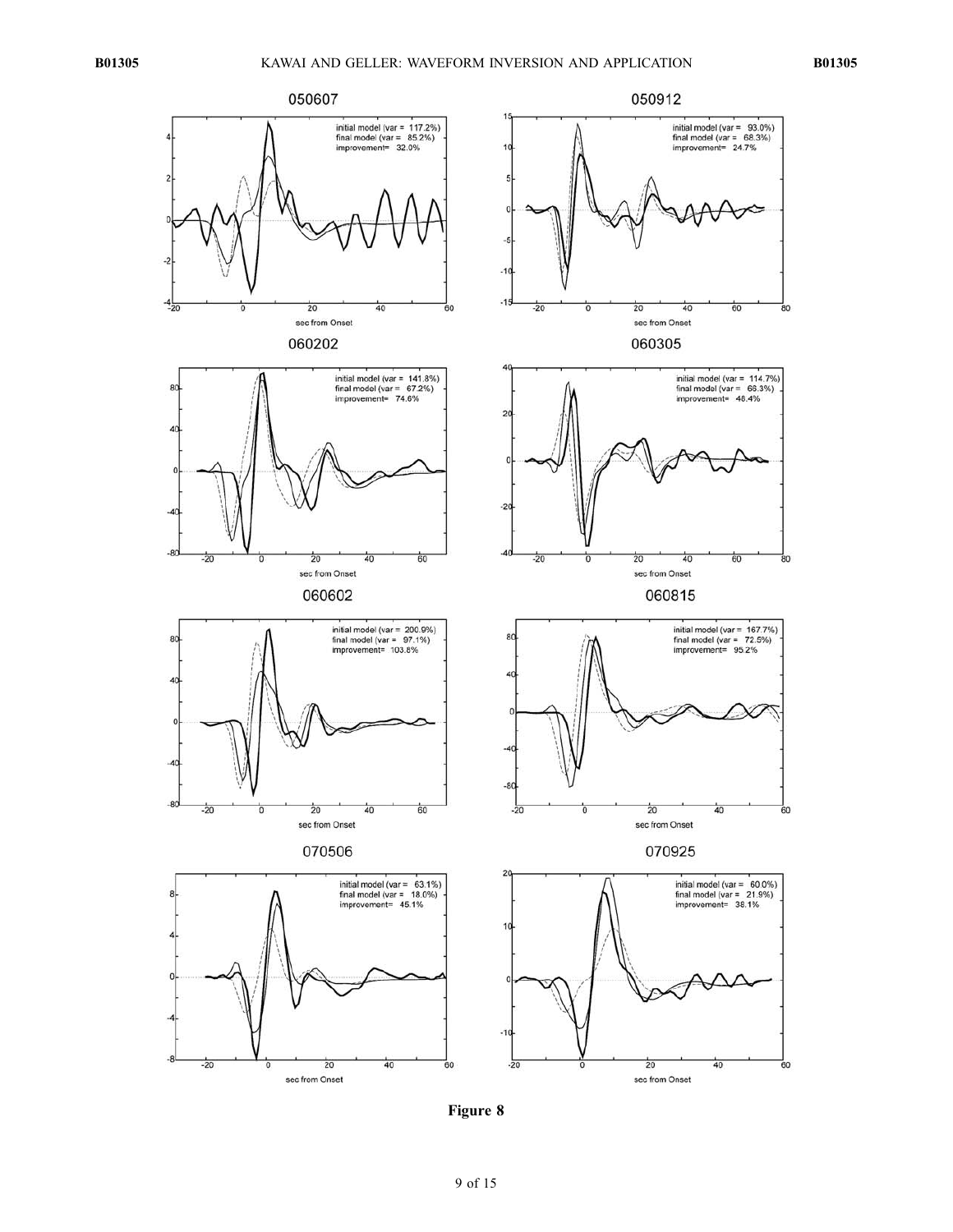050607

initial model (var = 117.2%)
final model (var = 85.2%)
improvement= 32.0%

sec from Onset

050912

initial model (var = 93.0%)
final model (var = 68.3%)
improvement= 24.7%

sec from Onset

060202

initial model (var = 141.8%)
final model (var = 67.2%)
improvement= 74.6%

sec from Onset

060305

initial model (var = 114.7%)
final model (var = 68.3%)
improvement= 46.4%

sec from Onset

060602

initial model (var = 200.9%)
final model (var = 97.1%)
improvement= 103.8%

sec from Onset

060815

initial model (var = 167.7%)
final model (var = 72.5%)
improvement= 95.2%

sec from Onset

070506

initial model (var = 63.1%)
final model (var = 18.0%)
improvement= 45.1%

sec from Onset

070925

initial model (var = 60.0%)
final model (var = 21.9%)
improvement= 38.1%

sec from Onset

**Figure 8**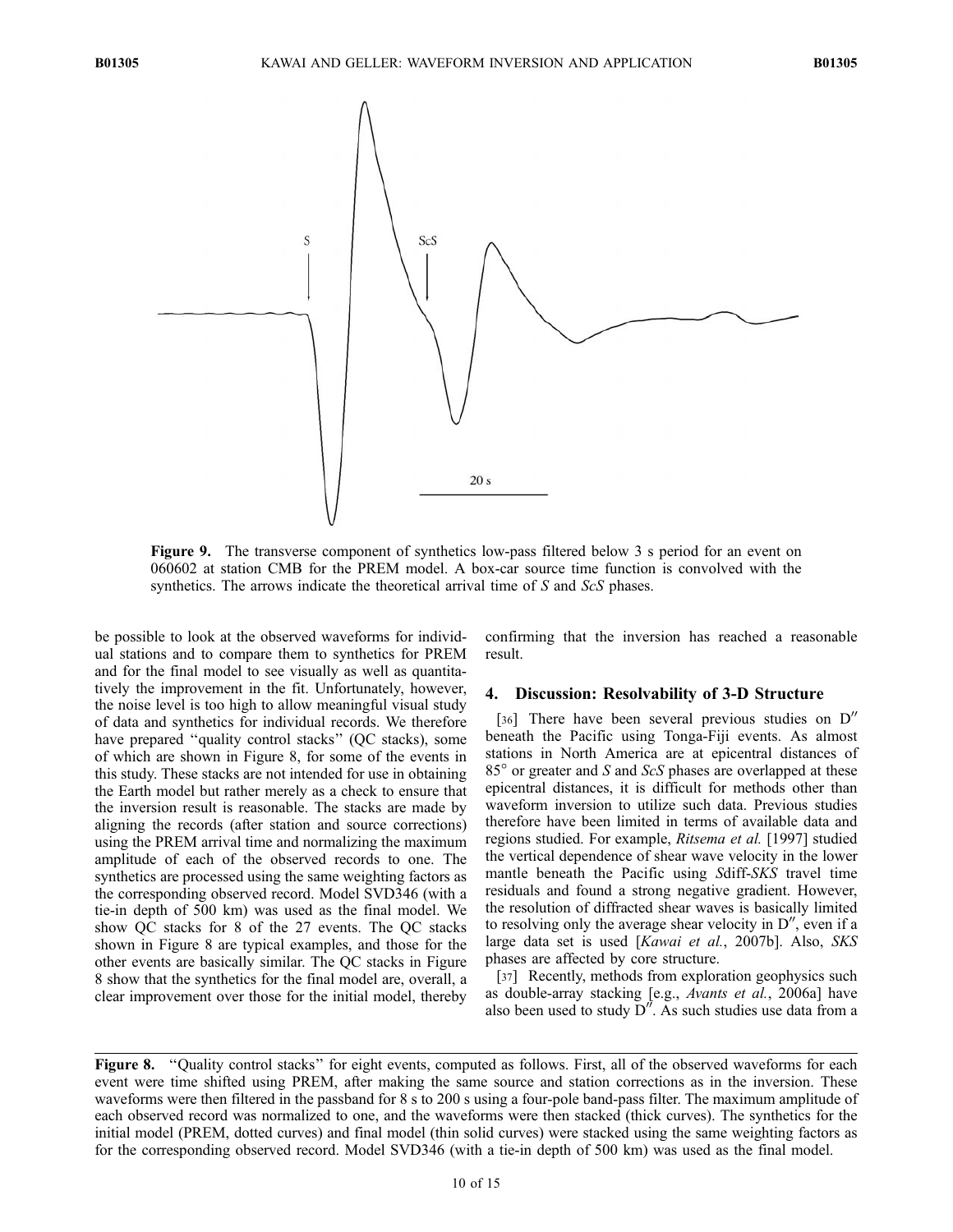Figure 9. The transverse component of synthetics low-pass filtered below 3 s period for an event on 060602 at station CMB for the PREM model. A box-car source time function is convolved with the synthetics. The arrows indicate the theoretical arrival time of *S* and *ScS* phases.

be possible to look at the observed waveforms for individual stations and to compare them to synthetics for PREM and for the final model to see visually as well as quantitatively the improvement in the fit. Unfortunately, however, the noise level is too high to allow meaningful visual study of data and synthetics for individual records. We therefore have prepared "quality control stacks" (QC stacks), some of which are shown in Figure 8, for some of the events in this study. These stacks are not intended for use in obtaining the Earth model but rather merely as a check to ensure that the inversion result is reasonable. The stacks are made by aligning the records (after station and source corrections) using the PREM arrival time and normalizing the maximum amplitude of each of the observed records to one. The synthetics are processed using the same weighting factors as the corresponding observed record. Model SVD346 (with a tie-in depth of 500 km) was used as the final model. We show QC stacks for 8 of the 27 events. The QC stacks shown in Figure 8 are typical examples, and those for the other events are basically similar. The QC stacks in Figure 8 show that the synthetics for the final model are, overall, a clear improvement over those for the initial model, thereby confirming that the inversion has reached a reasonable result.

## 4. Discussion: Resolvability of 3-D Structure

[36] There have been several previous studies on D″ beneath the Pacific using Tonga-Fiji events. As almost stations in North America are at epicentral distances of 85° or greater and *S* and *ScS* phases are overlapped at these epicentral distances, it is difficult for methods other than waveform inversion to utilize such data. Previous studies therefore have been limited in terms of available data and regions studied. For example, *Ritsema et al.* [1997] studied the vertical dependence of shear wave velocity in the lower mantle beneath the Pacific using *S*diff-*SKS* travel time residuals and found a strong negative gradient. However, the resolution of diffracted shear waves is basically limited to resolving only the average shear velocity in D″, even if a large data set is used [*Kawai et al.*, 2007b]. Also, *SKS* phases are affected by core structure.

[37] Recently, methods from exploration geophysics such as double-array stacking [e.g., *Avants et al.*, 2006a] have also been used to study D″. As such studies use data from a

Figure 8. "Quality control stacks" for eight events, computed as follows. First, all of the observed waveforms for each event were time shifted using PREM, after making the same source and station corrections as in the inversion. These waveforms were then filtered in the passband for 8 s to 200 s using a four-pole band-pass filter. The maximum amplitude of each observed record was normalized to one, and the waveforms were then stacked (thick curves). The synthetics for the initial model (PREM, dotted curves) and final model (thin solid curves) were stacked using the same weighting factors as for the corresponding observed record. Model SVD346 (with a tie-in depth of 500 km) was used as the final model.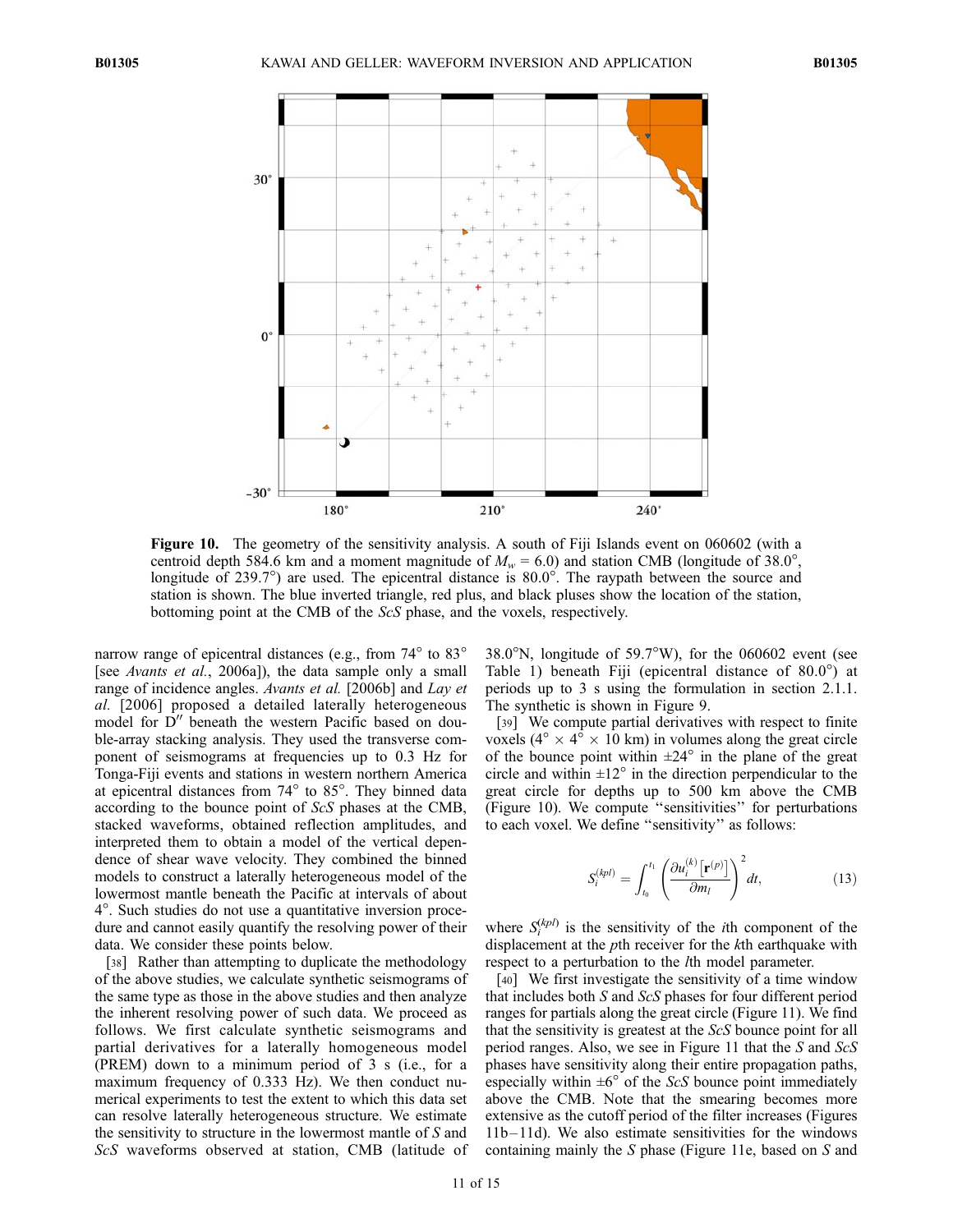**Figure 10.** The geometry of the sensitivity analysis. A south of Fiji Islands event on 060602 (with a centroid depth 584.6 km and a moment magnitude of $M_w$ = 6.0) and station CMB (longitude of 38.0°, longitude of 239.7°) are used. The epicentral distance is 80.0°. The raypath between the source and station is shown. The blue inverted triangle, red plus, and black pluses show the location of the station, bottoming point at the CMB of the *ScS* phase, and the voxels, respectively.

narrow range of epicentral distances (e.g., from 74° to 83° [see *Avants et al.*, 2006a]), the data sample only a small range of incidence angles. *Avants et al.* [2006b] and *Lay et al.* [2006] proposed a detailed laterally heterogeneous model for D″ beneath the western Pacific based on double-array stacking analysis. They used the transverse component of seismograms at frequencies up to 0.3 Hz for Tonga-Fiji events and stations in western northern America at epicentral distances from 74° to 85°. They binned data according to the bounce point of *ScS* phases at the CMB, stacked waveforms, obtained reflection amplitudes, and interpreted them to obtain a model of the vertical dependence of shear wave velocity. They combined the binned models to construct a laterally heterogeneous model of the lowermost mantle beneath the Pacific at intervals of about 4°. Such studies do not use a quantitative inversion procedure and cannot easily quantify the resolving power of their data. We consider these points below.

[38] Rather than attempting to duplicate the methodology of the above studies, we calculate synthetic seismograms of the same type as those in the above studies and then analyze the inherent resolving power of such data. We proceed as follows. We first calculate synthetic seismograms and partial derivatives for a laterally homogeneous model (PREM) down to a minimum period of 3 s (i.e., for a maximum frequency of 0.333 Hz). We then conduct numerical experiments to test the extent to which this data set can resolve laterally heterogeneous structure. We estimate the sensitivity to structure in the lowermost mantle of *S* and *ScS* waveforms observed at station, CMB (latitude of 38.0°N, longitude of 59.7°W), for the 060602 event (see Table 1) beneath Fiji (epicentral distance of 80.0°) at periods up to 3 s using the formulation in section 2.1.1. The synthetic is shown in Figure 9.

[39] We compute partial derivatives with respect to finite voxels (4° × 4° × 10 km) in volumes along the great circle of the bounce point within ±24° in the plane of the great circle and within ±12° in the direction perpendicular to the great circle for depths up to 500 km above the CMB (Figure 10). We compute "sensitivities" for perturbations to each voxel. We define "sensitivity" as follows:

$$S_i^{(kpl)} = \int_{t_0}^{t_1} \left( \frac{\partial u_i^{(k)}\left[\mathbf{r}^{(p)}\right]}{\partial m_l} \right)^2 dt, \tag{13}$$

where $S_i^{(kpl)}$ is the sensitivity of the $i$th component of the displacement at the $p$th receiver for the $k$th earthquake with respect to a perturbation to the $l$th model parameter.

[40] We first investigate the sensitivity of a time window that includes both *S* and *ScS* phases for four different period ranges for partials along the great circle (Figure 11). We find that the sensitivity is greatest at the *ScS* bounce point for all period ranges. Also, we see in Figure 11 that the *S* and *ScS* phases have sensitivity along their entire propagation paths, especially within ±6° of the *ScS* bounce point immediately above the CMB. Note that the smearing becomes more extensive as the cutoff period of the filter increases (Figures 11b–11d). We also estimate sensitivities for the windows containing mainly the *S* phase (Figure 11e, based on *S* and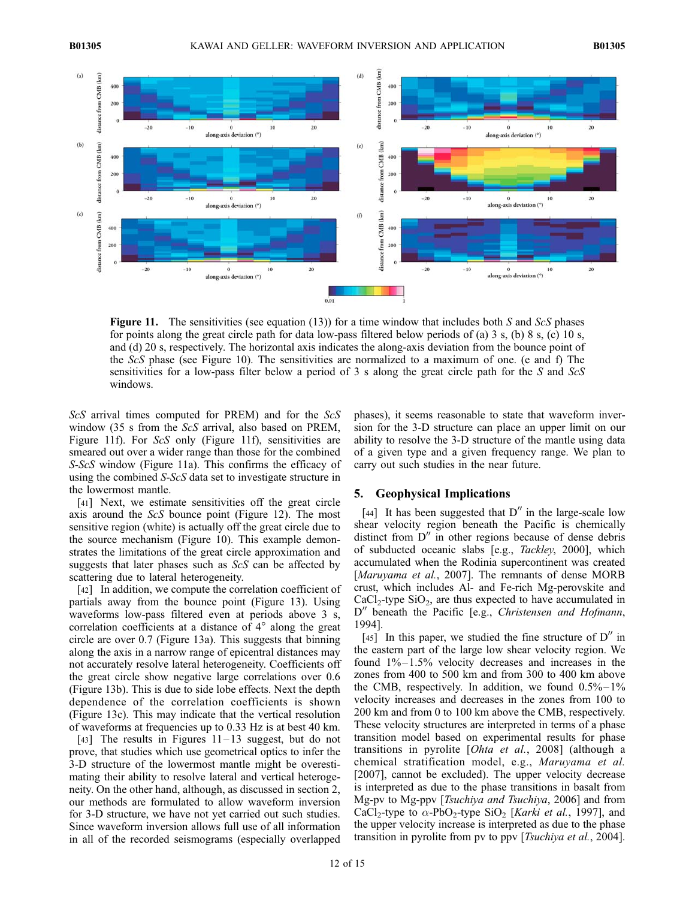**Figure 11.** The sensitivities (see equation (13)) for a time window that includes both *S* and *ScS* phases for points along the great circle path for data low-pass filtered below periods of (a) 3 s, (b) 8 s, (c) 10 s, and (d) 20 s, respectively. The horizontal axis indicates the along-axis deviation from the bounce point of the *ScS* phase (see Figure 10). The sensitivities are normalized to a maximum of one. (e and f) The sensitivities for a low-pass filter below a period of 3 s along the great circle path for the *S* and *ScS* windows.

*ScS* arrival times computed for PREM) and for the *ScS* window (35 s from the *ScS* arrival, also based on PREM, Figure 11f). For *ScS* only (Figure 11f), sensitivities are smeared out over a wider range than those for the combined *S*-*ScS* window (Figure 11a). This confirms the efficacy of using the combined *S*-*ScS* data set to investigate structure in the lowermost mantle.

[41] Next, we estimate sensitivities off the great circle axis around the *ScS* bounce point (Figure 12). The most sensitive region (white) is actually off the great circle due to the source mechanism (Figure 10). This example demonstrates the limitations of the great circle approximation and suggests that later phases such as *ScS* can be affected by scattering due to lateral heterogeneity.

[42] In addition, we compute the correlation coefficient of partials away from the bounce point (Figure 13). Using waveforms low-pass filtered even at periods above 3 s, correlation coefficients at a distance of 4° along the great circle are over 0.7 (Figure 13a). This suggests that binning along the axis in a narrow range of epicentral distances may not accurately resolve lateral heterogeneity. Coefficients off the great circle show negative large correlations over 0.6 (Figure 13b). This is due to side lobe effects. Next the depth dependence of the correlation coefficients is shown (Figure 13c). This may indicate that the vertical resolution of waveforms at frequencies up to 0.33 Hz is at best 40 km.

[43] The results in Figures 11–13 suggest, but do not prove, that studies which use geometrical optics to infer the 3-D structure of the lowermost mantle might be overestimating their ability to resolve lateral and vertical heterogeneity. On the other hand, although, as discussed in section 2, our methods are formulated to allow waveform inversion for 3-D structure, we have not yet carried out such studies. Since waveform inversion allows full use of all information in all of the recorded seismograms (especially overlapped phases), it seems reasonable to state that waveform inversion for the 3-D structure can place an upper limit on our ability to resolve the 3-D structure of the mantle using data of a given type and a given frequency range. We plan to carry out such studies in the near future.

## 5. Geophysical Implications

[44] It has been suggested that D″ in the large-scale low shear velocity region beneath the Pacific is chemically distinct from D″ in other regions because of dense debris of subducted oceanic slabs [e.g., *Tackley*, 2000], which accumulated when the Rodinia supercontinent was created [*Maruyama et al.*, 2007]. The remnants of dense MORB crust, which includes Al- and Fe-rich Mg-perovskite and $CaCl_2$-type $SiO_2$, are thus expected to have accumulated in D″ beneath the Pacific [e.g., *Christensen and Hofmann*, 1994].

[45] In this paper, we studied the fine structure of D″ in the eastern part of the large low shear velocity region. We found 1%–1.5% velocity decreases and increases in the zones from 400 to 500 km and from 300 to 400 km above the CMB, respectively. In addition, we found 0.5%–1% velocity increases and decreases in the zones from 100 to 200 km and from 0 to 100 km above the CMB, respectively. These velocity structures are interpreted in terms of a phase transition model based on experimental results for phase transitions in pyrolite [*Ohta et al.*, 2008] (although a chemical stratification model, e.g., *Maruyama et al.* [2007], cannot be excluded). The upper velocity decrease is interpreted as due to the phase transitions in basalt from Mg-pv to Mg-ppv [*Tsuchiya and Tsuchiya*, 2006] and from $CaCl_2$-type to $\alpha$-$PbO_2$-type $SiO_2$ [*Karki et al.*, 1997], and the upper velocity increase is interpreted as due to the phase transition in pyrolite from pv to ppv [*Tsuchiya et al.*, 2004].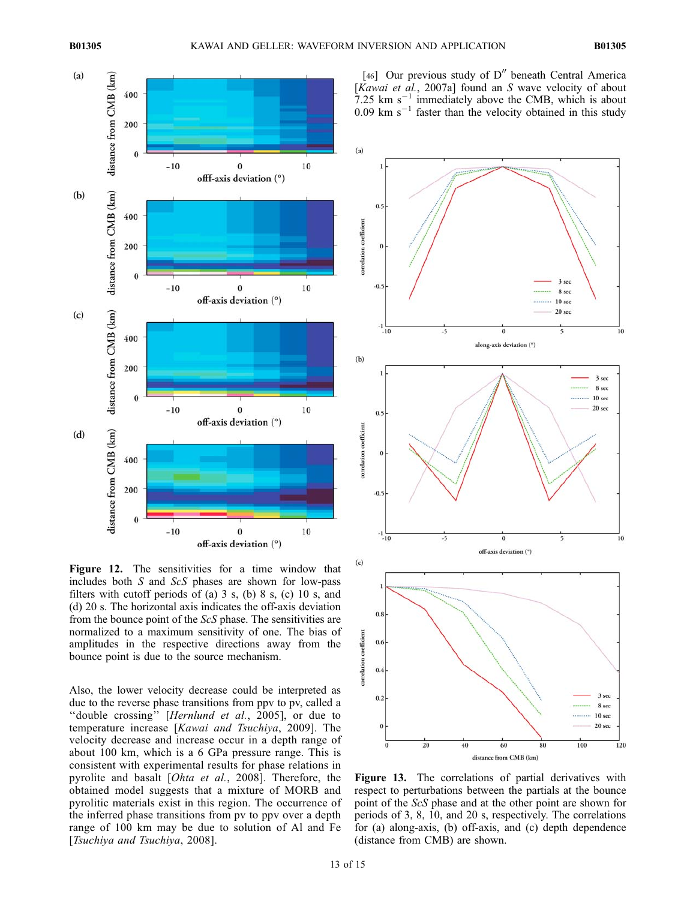**Figure 12.** The sensitivities for a time window that includes both *S* and *ScS* phases are shown for low-pass filters with cutoff periods of (a) 3 s, (b) 8 s, (c) 10 s, and (d) 20 s. The horizontal axis indicates the off-axis deviation from the bounce point of the *ScS* phase. The sensitivities are normalized to a maximum sensitivity of one. The bias of amplitudes in the respective directions away from the bounce point is due to the source mechanism.

Also, the lower velocity decrease could be interpreted as due to the reverse phase transitions from ppv to pv, called a "double crossing" [*Hernlund et al.*, 2005], or due to temperature increase [*Kawai and Tsuchiya*, 2009]. The velocity decrease and increase occur in a depth range of about 100 km, which is a 6 GPa pressure range. This is consistent with experimental results for phase relations in pyrolite and basalt [*Ohta et al.*, 2008]. Therefore, the obtained model suggests that a mixture of MORB and pyrolitic materials exist in this region. The occurrence of the inferred phase transitions from pv to ppv over a depth range of 100 km may be due to solution of Al and Fe [*Tsuchiya and Tsuchiya*, 2008].

[46] Our previous study of D″ beneath Central America [*Kawai et al.*, 2007a] found an *S* wave velocity of about 7.25 km $s^{-1}$ immediately above the CMB, which is about 0.09 km $s^{-1}$ faster than the velocity obtained in this study

**Figure 13.** The correlations of partial derivatives with respect to perturbations between the partials at the bounce point of the *ScS* phase and at the other point are shown for periods of 3, 8, 10, and 20 s, respectively. The correlations for (a) along-axis, (b) off-axis, and (c) depth dependence (distance from CMB) are shown.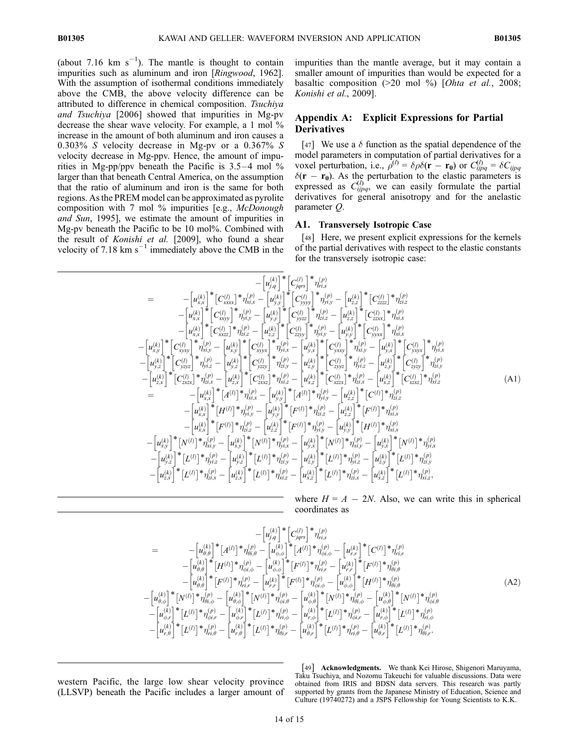(about 7.16 km $s^{-1}$). The mantle is thought to contain impurities such as aluminum and iron [*Ringwood*, 1962]. With the assumption of isothermal conditions immediately above the CMB, the above velocity difference can be attributed to difference in chemical composition. *Tsuchiya and Tsuchiya* [2006] showed that impurities in Mg-pv decrease the shear wave velocity. For example, a 1 mol % increase in the amount of both aluminum and iron causes a 0.303% *S* velocity decrease in Mg-pv or a 0.367% *S* velocity decrease in Mg-ppv. Hence, the amount of impurities in Mg-pp/ppv beneath the Pacific is 3.5–4 mol % larger than that beneath Central America, on the assumption that the ratio of aluminum and iron is the same for both regions. As the PREM model can be approximated as pyrolite composition with 7 mol % impurities [e.g., *McDonough and Sun*, 1995], we estimate the amount of impurities in Mg-pv beneath the Pacific to be 10 mol%. Combined with the result of *Konishi et al.* [2009], who found a shear velocity of 7.18 km $s^{-1}$ immediately above the CMB in the western Pacific, the large low shear velocity province (LLSVP) beneath the Pacific includes a larger amount of impurities than the mantle average, but it may contain a smaller amount of impurities than would be expected for a basaltic composition (>20 mol %) [*Ohta et al.*, 2008; *Konishi et al.*, 2009].

## Appendix A: Explicit Expressions for Partial Derivatives

[47] We use a $\delta$ function as the spatial dependence of the model parameters in computation of partial derivatives for a voxel perturbation, i.e., $\rho^{(l)} = \delta\rho\delta(\mathbf{r} - \mathbf{r_0})$ or $C^{(l)}_{ijpq} = \delta C_{ijpq}\,\delta(\mathbf{r} - \mathbf{r_0})$. As the perturbation to the elastic parameters is expressed as $C^{(l)}_{ijpq}$, we can easily formulate the partial derivatives for general anisotropy and for the anelastic parameter $Q$.

### A1. Transversely Isotropic Case

[48] Here, we present explicit expressions for the kernels of the partial derivatives with respect to the elastic constants for the transversely isotropic case:

$$
\begin{aligned}
&-\left[u^{(k)}_{j,q}\right]^*\left[C^{(l)}_{jqrs}\right]^*\eta^{(p)}_{ri,s} \\
=\;& -\left[u^{(k)}_{x,x}\right]^*\left[C^{(l)}_{xxxx}\right]^*\eta^{(p)}_{xi,x} - \left[u^{(k)}_{y,y}\right]^*\left[C^{(l)}_{yyyy}\right]^*\eta^{(p)}_{yi,y} - \left[u^{(k)}_{z,z}\right]^*\left[C^{(l)}_{zzzz}\right]^*\eta^{(p)}_{zi,z} \\
&-\left[u^{(k)}_{x,x}\right]^*\left[C^{(l)}_{xxyy}\right]^*\eta^{(p)}_{yi,y} - \left[u^{(k)}_{y,y}\right]^*\left[C^{(l)}_{yyzz}\right]^*\eta^{(p)}_{zi,z} - \left[u^{(k)}_{z,z}\right]^*\left[C^{(l)}_{zzxx}\right]^*\eta^{(p)}_{xi,x} \\
&-\left[u^{(k)}_{x,x}\right]^*\left[C^{(l)}_{xxzz}\right]^*\eta^{(p)}_{zi,z} - \left[u^{(k)}_{z,z}\right]^*\left[C^{(l)}_{zzyy}\right]^*\eta^{(p)}_{yi,y} - \left[u^{(k)}_{y,y}\right]^*\left[C^{(l)}_{yyxx}\right]^*\eta^{(p)}_{xi,x} \\
&-\left[u^{(k)}_{x,y}\right]^*\left[C^{(l)}_{xyxy}\right]^*\eta^{(p)}_{xi,y} - \left[u^{(k)}_{x,y}\right]^*\left[C^{(l)}_{xyyx}\right]^*\eta^{(p)}_{yi,x} - \left[u^{(k)}_{y,x}\right]^*\left[C^{(l)}_{yxxy}\right]^*\eta^{(p)}_{xi,y} - \left[u^{(k)}_{y,x}\right]^*\left[C^{(l)}_{yxyx}\right]^*\eta^{(p)}_{yi,x} \\
&-\left[u^{(k)}_{y,z}\right]^*\left[C^{(l)}_{yzyz}\right]^*\eta^{(p)}_{yi,z} - \left[u^{(k)}_{y,z}\right]^*\left[C^{(l)}_{yzzy}\right]^*\eta^{(p)}_{zi,y} - \left[u^{(k)}_{z,y}\right]^*\left[C^{(l)}_{zyyz}\right]^*\eta^{(p)}_{yi,z} - \left[u^{(k)}_{z,y}\right]^*\left[C^{(l)}_{zyzy}\right]^*\eta^{(p)}_{zi,y} \\
&-\left[u^{(k)}_{z,x}\right]^*\left[C^{(l)}_{zxzx}\right]^*\eta^{(p)}_{zi,x} - \left[u^{(k)}_{z,x}\right]^*\left[C^{(l)}_{zxxz}\right]^*\eta^{(p)}_{xi,z} - \left[u^{(k)}_{x,z}\right]^*\left[C^{(l)}_{xzzx}\right]^*\eta^{(p)}_{zi,x} - \left[u^{(k)}_{x,z}\right]^*\left[C^{(l)}_{xzxz}\right]^*\eta^{(p)}_{xi,z} \\
=\;& -\left[u^{(k)}_{x,x}\right]^*\left[A^{(l)}\right]^*\eta^{(p)}_{xi,x} - \left[u^{(k)}_{y,y}\right]^*\left[A^{(l)}\right]^*\eta^{(p)}_{yi,y} - \left[u^{(k)}_{z,z}\right]^*\left[C^{(l)}\right]^*\eta^{(p)}_{zi,z} \\
&-\left[u^{(k)}_{x,x}\right]^*\left[H^{(l)}\right]^*\eta^{(p)}_{yi,y} - \left[u^{(k)}_{y,y}\right]^*\left[F^{(l)}\right]^*\eta^{(p)}_{zi,z} - \left[u^{(k)}_{z,z}\right]^*\left[F^{(l)}\right]^*\eta^{(p)}_{xi,x} \\
&-\left[u^{(k)}_{x,x}\right]^*\left[F^{(l)}\right]^*\eta^{(p)}_{zi,z} - \left[u^{(k)}_{z,z}\right]^*\left[F^{(l)}\right]^*\eta^{(p)}_{yi,y} - \left[u^{(k)}_{y,y}\right]^*\left[H^{(l)}\right]^*\eta^{(p)}_{xi,x} \\
&-\left[u^{(k)}_{x,y}\right]^*\left[N^{(l)}\right]^*\eta^{(p)}_{xi,y} - \left[u^{(k)}_{x,y}\right]^*\left[N^{(l)}\right]^*\eta^{(p)}_{yi,x} - \left[u^{(k)}_{y,x}\right]^*\left[N^{(l)}\right]^*\eta^{(p)}_{xi,y} - \left[u^{(k)}_{y,x}\right]^*\left[N^{(l)}\right]^*\eta^{(p)}_{yi,x} \\
&-\left[u^{(k)}_{y,z}\right]^*\left[L^{(l)}\right]^*\eta^{(p)}_{yi,z} - \left[u^{(k)}_{y,z}\right]^*\left[L^{(l)}\right]^*\eta^{(p)}_{zi,y} - \left[u^{(k)}_{z,y}\right]^*\left[L^{(l)}\right]^*\eta^{(p)}_{yi,z} - \left[u^{(k)}_{z,y}\right]^*\left[L^{(l)}\right]^*\eta^{(p)}_{zi,y} \\
&-\left[u^{(k)}_{z,x}\right]^*\left[L^{(l)}\right]^*\eta^{(p)}_{zi,x} - \left[u^{(k)}_{z,x}\right]^*\left[L^{(l)}\right]^*\eta^{(p)}_{xi,z} - \left[u^{(k)}_{x,z}\right]^*\left[L^{(l)}\right]^*\eta^{(p)}_{zi,x} - \left[u^{(k)}_{x,z}\right]^*\left[L^{(l)}\right]^*\eta^{(p)}_{xi,z},
\end{aligned}
\tag{A1}
$$

where $H = A - 2N$. Also, we can write this in spherical coordinates as

$$
\begin{aligned}
&-\left[u^{(k)}_{j,q}\right]^*\left[C^{(l)}_{jqrs}\right]^*\eta^{(p)}_{ri,s} \\
=\;& -\left[u^{(k)}_{\theta,\theta}\right]^*\left[A^{(l)}\right]^*\eta^{(p)}_{\theta i,\theta} - \left[u^{(k)}_{\phi,\phi}\right]^*\left[A^{(l)}\right]^*\eta^{(p)}_{\phi i,\phi} - \left[u^{(k)}_{r,r}\right]^*\left[C^{(l)}\right]^*\eta^{(p)}_{ri,r} \\
&-\left[u^{(k)}_{\theta,\theta}\right]^*\left[H^{(l)}\right]^*\eta^{(p)}_{\phi i,\phi} - \left[u^{(k)}_{\phi,\phi}\right]^*\left[F^{(l)}\right]^*\eta^{(p)}_{ri,r} - \left[u^{(k)}_{r,r}\right]^*\left[F^{(l)}\right]^*\eta^{(p)}_{\theta i,\theta} \\
&-\left[u^{(k)}_{\theta,\theta}\right]^*\left[F^{(l)}\right]^*\eta^{(p)}_{ri,r} - \left[u^{(k)}_{r,r}\right]^*\left[F^{(l)}\right]^*\eta^{(p)}_{\phi i,\phi} - \left[u^{(k)}_{\phi,\phi}\right]^*\left[H^{(l)}\right]^*\eta^{(p)}_{\theta i,\theta} \\
&-\left[u^{(k)}_{\theta,\phi}\right]^*\left[N^{(l)}\right]^*\eta^{(p)}_{\theta i,\phi} - \left[u^{(k)}_{\theta,\phi}\right]^*\left[N^{(l)}\right]^*\eta^{(p)}_{\phi i,\theta} - \left[u^{(k)}_{\phi,\theta}\right]^*\left[N^{(l)}\right]^*\eta^{(p)}_{\theta i,\phi} - \left[u^{(k)}_{\phi,\theta}\right]^*\left[N^{(l)}\right]^*\eta^{(p)}_{\phi i,\theta} \\
&-\left[u^{(k)}_{\phi,r}\right]^*\left[L^{(l)}\right]^*\eta^{(p)}_{\phi i,r} - \left[u^{(k)}_{\phi,r}\right]^*\left[L^{(l)}\right]^*\eta^{(p)}_{ri,\phi} - \left[u^{(k)}_{r,\phi}\right]^*\left[L^{(l)}\right]^*\eta^{(p)}_{\phi i,r} - \left[u^{(k)}_{r,\phi}\right]^*\left[L^{(l)}\right]^*\eta^{(p)}_{ri,\phi} \\
&-\left[u^{(k)}_{r,\theta}\right]^*\left[L^{(l)}\right]^*\eta^{(p)}_{ri,\theta} - \left[u^{(k)}_{r,\theta}\right]^*\left[L^{(l)}\right]^*\eta^{(p)}_{\theta i,r} - \left[u^{(k)}_{\theta,r}\right]^*\left[L^{(l)}\right]^*\eta^{(p)}_{ri,\theta} - \left[u^{(k)}_{\theta,r}\right]^*\left[L^{(l)}\right]^*\eta^{(p)}_{\theta i,r}.
\end{aligned}
\tag{A2}
$$

[49] **Acknowledgments.** We thank Kei Hirose, Shigenori Maruyama, Taku Tsuchiya, and Nozomu Takeuchi for valuable discussions. Data were obtained from IRIS and BDSN data servers. This research was partly supported by grants from the Japanese Ministry of Education, Science and Culture (19740272) and a JSPS Fellowship for Young Scientists to K.K.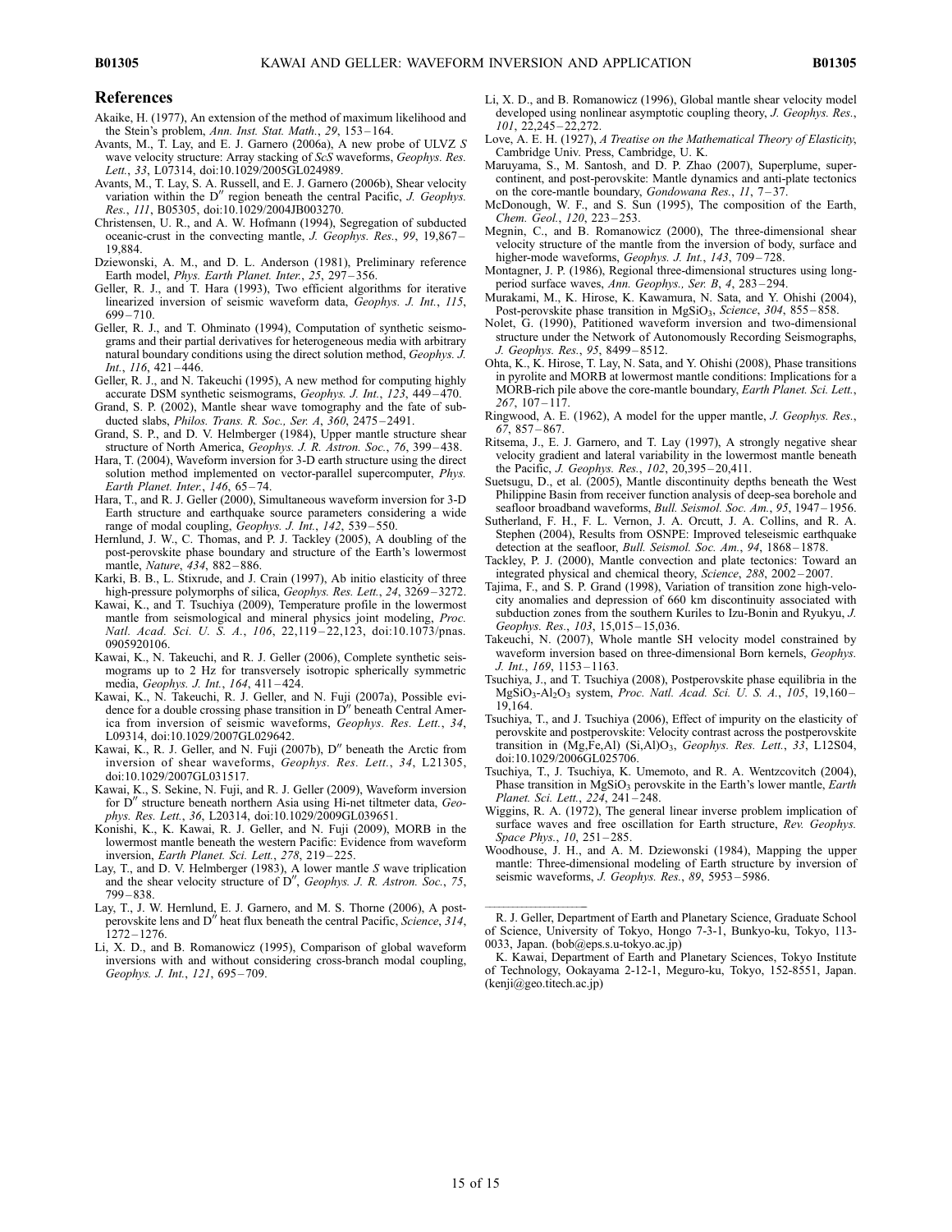## References

Akaike, H. (1977), An extension of the method of maximum likelihood and the Stein's problem, *Ann. Inst. Stat. Math.*, *29*, 153–164.

Avants, M., T. Lay, and E. J. Garnero (2006a), A new probe of ULVZ *S* wave velocity structure: Array stacking of *ScS* waveforms, *Geophys. Res. Lett.*, *33*, L07314, doi:10.1029/2005GL024989.

Avants, M., T. Lay, S. A. Russell, and E. J. Garnero (2006b), Shear velocity variation within the D″ region beneath the central Pacific, *J. Geophys. Res.*, *111*, B05305, doi:10.1029/2004JB003270.

Christensen, U. R., and A. W. Hofmann (1994), Segregation of subducted oceanic-crust in the convecting mantle, *J. Geophys. Res.*, *99*, 19,867–19,884.

Dziewonski, A. M., and D. L. Anderson (1981), Preliminary reference Earth model, *Phys. Earth Planet. Inter.*, *25*, 297–356.

Geller, R. J., and T. Hara (1993), Two efficient algorithms for iterative linearized inversion of seismic waveform data, *Geophys. J. Int.*, *115*, 699–710.

Geller, R. J., and T. Ohminato (1994), Computation of synthetic seismograms and their partial derivatives for heterogeneous media with arbitrary natural boundary conditions using the direct solution method, *Geophys. J. Int.*, *116*, 421–446.

Geller, R. J., and N. Takeuchi (1995), A new method for computing highly accurate DSM synthetic seismograms, *Geophys. J. Int.*, *123*, 449–470.

Grand, S. P. (2002), Mantle shear wave tomography and the fate of subducted slabs, *Philos. Trans. R. Soc., Ser. A*, *360*, 2475–2491.

Grand, S. P., and D. V. Helmberger (1984), Upper mantle structure shear structure of North America, *Geophys. J. R. Astron. Soc.*, *76*, 399–438.

Hara, T. (2004), Waveform inversion for 3-D earth structure using the direct solution method implemented on vector-parallel supercomputer, *Phys. Earth Planet. Inter.*, *146*, 65–74.

Hara, T., and R. J. Geller (2000), Simultaneous waveform inversion for 3-D Earth structure and earthquake source parameters considering a wide range of modal coupling, *Geophys. J. Int.*, *142*, 539–550.

Hernlund, J. W., C. Thomas, and P. J. Tackley (2005), A doubling of the post-perovskite phase boundary and structure of the Earth's lowermost mantle, *Nature*, *434*, 882–886.

Karki, B. B., L. Stixrude, and J. Crain (1997), Ab initio elasticity of three high-pressure polymorphs of silica, *Geophys. Res. Lett.*, *24*, 3269–3272.

Kawai, K., and T. Tsuchiya (2009), Temperature profile in the lowermost mantle from seismological and mineral physics joint modeling, *Proc. Natl. Acad. Sci. U. S. A.*, *106*, 22,119–22,123, doi:10.1073/pnas.0905920106.

Kawai, K., N. Takeuchi, and R. J. Geller (2006), Complete synthetic seismograms up to 2 Hz for transversely isotropic spherically symmetric media, *Geophys. J. Int.*, *164*, 411–424.

Kawai, K., N. Takeuchi, R. J. Geller, and N. Fuji (2007a), Possible evidence for a double crossing phase transition in D″ beneath Central America from inversion of seismic waveforms, *Geophys. Res. Lett.*, *34*, L09314, doi:10.1029/2007GL029642.

Kawai, K., R. J. Geller, and N. Fuji (2007b), D″ beneath the Arctic from inversion of shear waveforms, *Geophys. Res. Lett.*, *34*, L21305, doi:10.1029/2007GL031517.

Kawai, K., S. Sekine, N. Fuji, and R. J. Geller (2009), Waveform inversion for D″ structure beneath northern Asia using Hi-net tiltmeter data, *Geophys. Res. Lett.*, *36*, L20314, doi:10.1029/2009GL039651.

Konishi, K., K. Kawai, R. J. Geller, and N. Fuji (2009), MORB in the lowermost mantle beneath the western Pacific: Evidence from waveform inversion, *Earth Planet. Sci. Lett.*, *278*, 219–225.

Lay, T., and D. V. Helmberger (1983), A lower mantle *S* wave triplication and the shear velocity structure of D″, *Geophys. J. R. Astron. Soc.*, *75*, 799–838.

Lay, T., J. W. Hernlund, E. J. Garnero, and M. S. Thorne (2006), A post-perovskite lens and D″ heat flux beneath the central Pacific, *Science*, *314*, 1272–1276.

Li, X. D., and B. Romanowicz (1995), Comparison of global waveform inversions with and without considering cross-branch modal coupling, *Geophys. J. Int.*, *121*, 695–709.

Li, X. D., and B. Romanowicz (1996), Global mantle shear velocity model developed using nonlinear asymptotic coupling theory, *J. Geophys. Res.*, *101*, 22,245–22,272.

Love, A. E. H. (1927), *A Treatise on the Mathematical Theory of Elasticity*, Cambridge Univ. Press, Cambridge, U. K.

Maruyama, S., M. Santosh, and D. P. Zhao (2007), Superplume, supercontinent, and post-perovskite: Mantle dynamics and anti-plate tectonics on the core-mantle boundary, *Gondowana Res.*, *11*, 7–37.

McDonough, W. F., and S. Sun (1995), The composition of the Earth, *Chem. Geol.*, *120*, 223–253.

Megnin, C., and B. Romanowicz (2000), The three-dimensional shear velocity structure of the mantle from the inversion of body, surface and higher-mode waveforms, *Geophys. J. Int.*, *143*, 709–728.

Montagner, J. P. (1986), Regional three-dimensional structures using long-period surface waves, *Ann. Geophys., Ser. B*, *4*, 283–294.

Murakami, M., K. Hirose, K. Kawamura, N. Sata, and Y. Ohishi (2004), Post-perovskite phase transition in $MgSiO_3$, *Science*, *304*, 855–858.

Nolet, G. (1990), Patitioned waveform inversion and two-dimensional structure under the Network of Autonomously Recording Seismographs, *J. Geophys. Res.*, *95*, 8499–8512.

Ohta, K., K. Hirose, T. Lay, N. Sata, and Y. Ohishi (2008), Phase transitions in pyrolite and MORB at lowermost mantle conditions: Implications for a MORB-rich pile above the core-mantle boundary, *Earth Planet. Sci. Lett.*, *267*, 107–117.

Ringwood, A. E. (1962), A model for the upper mantle, *J. Geophys. Res.*, *67*, 857–867.

Ritsema, J., E. J. Garnero, and T. Lay (1997), A strongly negative shear velocity gradient and lateral variability in the lowermost mantle beneath the Pacific, *J. Geophys. Res.*, *102*, 20,395–20,411.

Suetsugu, D., et al. (2005), Mantle discontinuity depths beneath the West Philippine Basin from receiver function analysis of deep-sea borehole and seafloor broadband waveforms, *Bull. Seismol. Soc. Am.*, *95*, 1947–1956.

Sutherland, F. H., F. L. Vernon, J. A. Orcutt, J. A. Collins, and R. A. Stephen (2004), Results from OSNPE: Improved teleseismic earthquake detection at the seafloor, *Bull. Seismol. Soc. Am.*, *94*, 1868–1878.

Tackley, P. J. (2000), Mantle convection and plate tectonics: Toward an integrated physical and chemical theory, *Science*, *288*, 2002–2007.

Tajima, F., and S. P. Grand (1998), Variation of transition zone high-velocity anomalies and depression of 660 km discontinuity associated with subduction zones from the southern Kuriles to Izu-Bonin and Ryukyu, *J. Geophys. Res.*, *103*, 15,015–15,036.

Takeuchi, N. (2007), Whole mantle SH velocity model constrained by waveform inversion based on three-dimensional Born kernels, *Geophys. J. Int.*, *169*, 1153–1163.

Tsuchiya, J., and T. Tsuchiya (2008), Postperovskite phase equilibria in the $MgSiO_3$-$Al_2O_3$ system, *Proc. Natl. Acad. Sci. U. S. A.*, *105*, 19,160–19,164.

Tsuchiya, T., and J. Tsuchiya (2006), Effect of impurity on the elasticity of perovskite and postperovskite: Velocity contrast across the postperovskite transition in (Mg,Fe,Al) $(Si,Al)O_3$, *Geophys. Res. Lett.*, *33*, L12S04, doi:10.1029/2006GL025706.

Tsuchiya, T., J. Tsuchiya, K. Umemoto, and R. A. Wentzcovitch (2004), Phase transition in $MgSiO_3$ perovskite in the Earth's lower mantle, *Earth Planet. Sci. Lett.*, *224*, 241–248.

Wiggins, R. A. (1972), The general linear inverse problem implication of surface waves and free oscillation for Earth structure, *Rev. Geophys. Space Phys.*, *10*, 251–285.

Woodhouse, J. H., and A. M. Dziewonski (1984), Mapping the upper mantle: Three-dimensional modeling of Earth structure by inversion of seismic waveforms, *J. Geophys. Res.*, *89*, 5953–5986.

---

R. J. Geller, Department of Earth and Planetary Science, Graduate School of Science, University of Tokyo, Hongo 7-3-1, Bunkyo-ku, Tokyo, 113-0033, Japan. (bob@eps.s.u-tokyo.ac.jp)

K. Kawai, Department of Earth and Planetary Sciences, Tokyo Institute of Technology, Ookayama 2-12-1, Meguro-ku, Tokyo, 152-8551, Japan. (kenji@geo.titech.ac.jp)